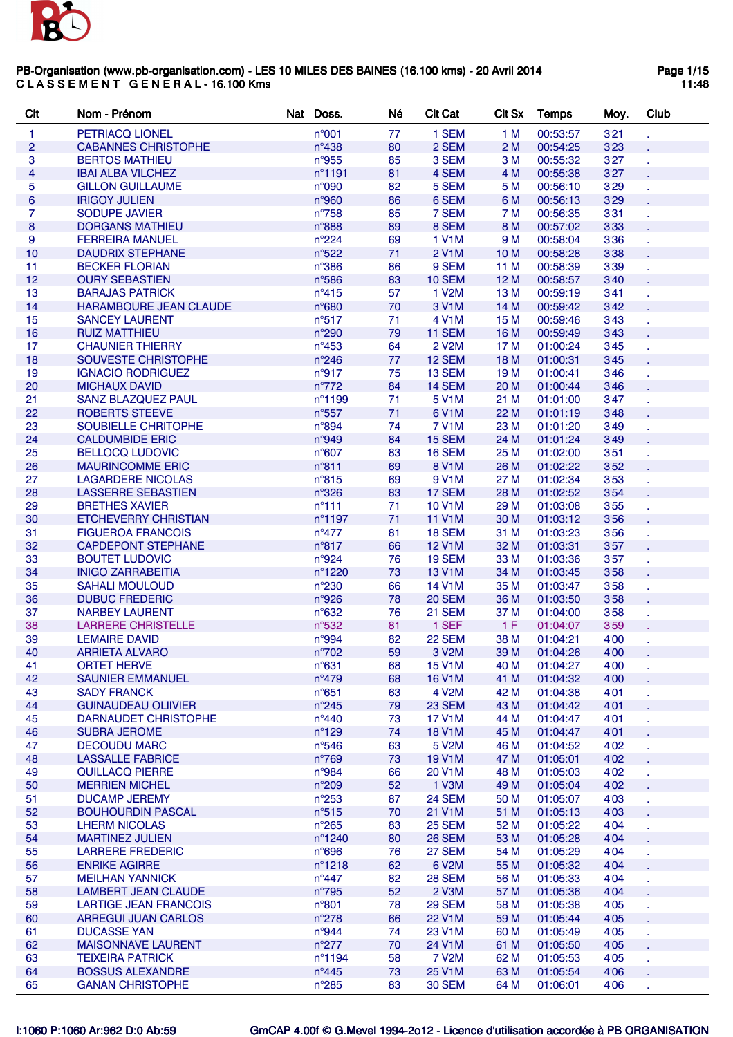PB-Organisation (www.pb-organisation.com) - LES 10 MILES DES BAINES (16.100 kms) - 20 Avril 2014

C L A S S E M E N T   G E N E R A L - 16.100 Kms

11:48

| Clt | Nom - Prénom | Nat | Doss. | Né | Clt Cat | Clt Sx | Temps | Moy. | Club |
|---|---|---|---|---|---|---|---|---|---|
| 1 | PETRIACQ LIONEL | | n°001 | 77 | 1 SEM | 1 M | 00:53:57 | 3'21 | . |
| 2 | CABANNES CHRISTOPHE | | n°438 | 80 | 2 SEM | 2 M | 00:54:25 | 3'23 | . |
| 3 | BERTOS MATHIEU | | n°955 | 85 | 3 SEM | 3 M | 00:55:32 | 3'27 | . |
| 4 | IBAI ALBA VILCHEZ | | n°1191 | 81 | 4 SEM | 4 M | 00:55:38 | 3'27 | . |
| 5 | GILLON GUILLAUME | | n°090 | 82 | 5 SEM | 5 M | 00:56:10 | 3'29 | . |
| 6 | IRIGOY JULIEN | | n°960 | 86 | 6 SEM | 6 M | 00:56:13 | 3'29 | . |
| 7 | SODUPE JAVIER | | n°758 | 85 | 7 SEM | 7 M | 00:56:35 | 3'31 | . |
| 8 | DORGANS MATHIEU | | n°888 | 89 | 8 SEM | 8 M | 00:57:02 | 3'33 | . |
| 9 | FERREIRA MANUEL | | n°224 | 69 | 1 V1M | 9 M | 00:58:04 | 3'36 | . |
| 10 | DAUDRIX STEPHANE | | n°522 | 71 | 2 V1M | 10 M | 00:58:28 | 3'38 | . |
| 11 | BECKER FLORIAN | | n°386 | 86 | 9 SEM | 11 M | 00:58:39 | 3'39 | . |
| 12 | OURY SEBASTIEN | | n°586 | 83 | 10 SEM | 12 M | 00:58:57 | 3'40 | . |
| 13 | BARAJAS PATRICK | | n°415 | 57 | 1 V2M | 13 M | 00:59:19 | 3'41 | . |
| 14 | HARAMBOURE JEAN CLAUDE | | n°680 | 70 | 3 V1M | 14 M | 00:59:42 | 3'42 | . |
| 15 | SANCEY LAURENT | | n°517 | 71 | 4 V1M | 15 M | 00:59:46 | 3'43 | . |
| 16 | RUIZ MATTHIEU | | n°290 | 79 | 11 SEM | 16 M | 00:59:49 | 3'43 | . |
| 17 | CHAUNIER THIERRY | | n°453 | 64 | 2 V2M | 17 M | 01:00:24 | 3'45 | . |
| 18 | SOUVESTE CHRISTOPHE | | n°246 | 77 | 12 SEM | 18 M | 01:00:31 | 3'45 | . |
| 19 | IGNACIO RODRIGUEZ | | n°917 | 75 | 13 SEM | 19 M | 01:00:41 | 3'46 | . |
| 20 | MICHAUX DAVID | | n°772 | 84 | 14 SEM | 20 M | 01:00:44 | 3'46 | . |
| 21 | SANZ BLAZQUEZ PAUL | | n°1199 | 71 | 5 V1M | 21 M | 01:01:00 | 3'47 | . |
| 22 | ROBERTS STEEVE | | n°557 | 71 | 6 V1M | 22 M | 01:01:19 | 3'48 | . |
| 23 | SOUBIELLE CHRITOPHE | | n°894 | 74 | 7 V1M | 23 M | 01:01:20 | 3'49 | . |
| 24 | CALDUMBIDE ERIC | | n°949 | 84 | 15 SEM | 24 M | 01:01:24 | 3'49 | . |
| 25 | BELLOCQ LUDOVIC | | n°607 | 83 | 16 SEM | 25 M | 01:02:00 | 3'51 | . |
| 26 | MAURINCOMME ERIC | | n°811 | 69 | 8 V1M | 26 M | 01:02:22 | 3'52 | . |
| 27 | LAGARDERE NICOLAS | | n°815 | 69 | 9 V1M | 27 M | 01:02:34 | 3'53 | . |
| 28 | LASSERRE SEBASTIEN | | n°326 | 83 | 17 SEM | 28 M | 01:02:52 | 3'54 | . |
| 29 | BRETHES XAVIER | | n°111 | 71 | 10 V1M | 29 M | 01:03:08 | 3'55 | . |
| 30 | ETCHEVERRY CHRISTIAN | | n°1197 | 71 | 11 V1M | 30 M | 01:03:12 | 3'56 | . |
| 31 | FIGUEROA FRANCOIS | | n°477 | 81 | 18 SEM | 31 M | 01:03:23 | 3'56 | . |
| 32 | CAPDEPONT STEPHANE | | n°817 | 66 | 12 V1M | 32 M | 01:03:31 | 3'57 | . |
| 33 | BOUTET LUDOVIC | | n°924 | 76 | 19 SEM | 33 M | 01:03:36 | 3'57 | . |
| 34 | INIGO ZARRABEITIA | | n°1220 | 73 | 13 V1M | 34 M | 01:03:45 | 3'58 | . |
| 35 | SAHALI MOULOUD | | n°230 | 66 | 14 V1M | 35 M | 01:03:47 | 3'58 | . |
| 36 | DUBUC FREDERIC | | n°926 | 78 | 20 SEM | 36 M | 01:03:50 | 3'58 | . |
| 37 | NARBEY LAURENT | | n°632 | 76 | 21 SEM | 37 M | 01:04:00 | 3'58 | . |
| 38 | LARRERE CHRISTELLE | | n°532 | 81 | 1 SEF | 1 F | 01:04:07 | 3'59 | . |
| 39 | LEMAIRE DAVID | | n°994 | 82 | 22 SEM | 38 M | 01:04:21 | 4'00 | . |
| 40 | ARRIETA ALVARO | | n°702 | 59 | 3 V2M | 39 M | 01:04:26 | 4'00 | . |
| 41 | ORTET HERVE | | n°631 | 68 | 15 V1M | 40 M | 01:04:27 | 4'00 | . |
| 42 | SAUNIER EMMANUEL | | n°479 | 68 | 16 V1M | 41 M | 01:04:32 | 4'00 | . |
| 43 | SADY FRANCK | | n°651 | 63 | 4 V2M | 42 M | 01:04:38 | 4'01 | . |
| 44 | GUINAUDEAU OLIIVIER | | n°245 | 79 | 23 SEM | 43 M | 01:04:42 | 4'01 | . |
| 45 | DARNAUDET CHRISTOPHE | | n°440 | 73 | 17 V1M | 44 M | 01:04:47 | 4'01 | . |
| 46 | SUBRA JEROME | | n°129 | 74 | 18 V1M | 45 M | 01:04:47 | 4'01 | . |
| 47 | DECOUDU MARC | | n°546 | 63 | 5 V2M | 46 M | 01:04:52 | 4'02 | . |
| 48 | LASSALLE FABRICE | | n°769 | 73 | 19 V1M | 47 M | 01:05:01 | 4'02 | . |
| 49 | QUILLACQ PIERRE | | n°984 | 66 | 20 V1M | 48 M | 01:05:03 | 4'02 | . |
| 50 | MERRIEN MICHEL | | n°209 | 52 | 1 V3M | 49 M | 01:05:04 | 4'02 | . |
| 51 | DUCAMP JEREMY | | n°253 | 87 | 24 SEM | 50 M | 01:05:07 | 4'03 | . |
| 52 | BOUHOURDIN PASCAL | | n°515 | 70 | 21 V1M | 51 M | 01:05:13 | 4'03 | . |
| 53 | LHERM NICOLAS | | n°265 | 83 | 25 SEM | 52 M | 01:05:22 | 4'04 | . |
| 54 | MARTINEZ JULIEN | | n°1240 | 80 | 26 SEM | 53 M | 01:05:28 | 4'04 | . |
| 55 | LARRERE FREDERIC | | n°696 | 76 | 27 SEM | 54 M | 01:05:29 | 4'04 | . |
| 56 | ENRIKE AGIRRE | | n°1218 | 62 | 6 V2M | 55 M | 01:05:32 | 4'04 | . |
| 57 | MEILHAN YANNICK | | n°447 | 82 | 28 SEM | 56 M | 01:05:33 | 4'04 | . |
| 58 | LAMBERT JEAN CLAUDE | | n°795 | 52 | 2 V3M | 57 M | 01:05:36 | 4'04 | . |
| 59 | LARTIGE JEAN FRANCOIS | | n°801 | 78 | 29 SEM | 58 M | 01:05:38 | 4'05 | . |
| 60 | ARREGUI JUAN CARLOS | | n°278 | 66 | 22 V1M | 59 M | 01:05:44 | 4'05 | . |
| 61 | DUCASSE YAN | | n°944 | 74 | 23 V1M | 60 M | 01:05:49 | 4'05 | . |
| 62 | MAISONNAVE LAURENT | | n°277 | 70 | 24 V1M | 61 M | 01:05:50 | 4'05 | . |
| 63 | TEIXEIRA PATRICK | | n°1194 | 58 | 7 V2M | 62 M | 01:05:53 | 4'05 | . |
| 64 | BOSSUS ALEXANDRE | | n°445 | 73 | 25 V1M | 63 M | 01:05:54 | 4'06 | . |
| 65 | GANAN CHRISTOPHE | | n°285 | 83 | 30 SEM | 64 M | 01:06:01 | 4'06 | . |

I:1060 P:1060 Ar:962 D:0 Ab:59

GmCAP 4.00f © G.Mevel 1994-2o12 - Licence d'utilisation accordée à PB ORGANISATION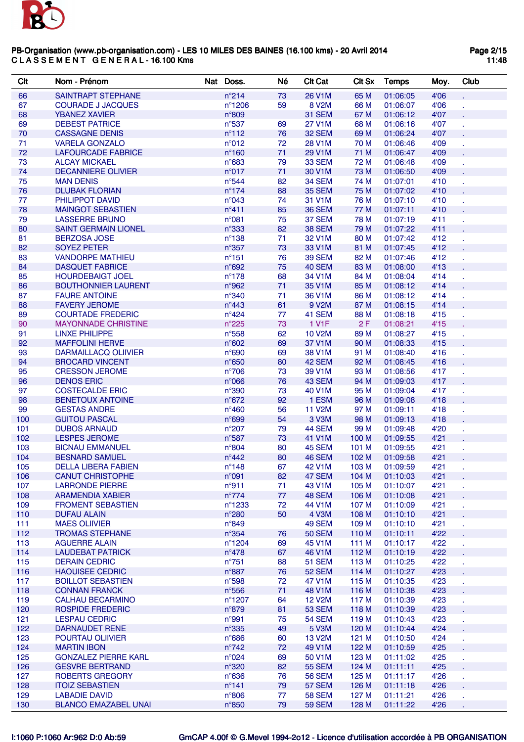PB-Organisation (www.pb-organisation.com) - LES 10 MILES DES BAINES (16.100 kms) - 20 Avril 2014

CLASSEMENT GENERAL - 16.100 Kms

| Clt | Nom - Prénom | Nat | Doss. | Né | Clt Cat | Clt Sx | Temps | Moy. | Club |
|---|---|---|---|---|---|---|---|---|---|
| 66 | SAINTRAPT STEPHANE | | n°214 | 73 | 26 V1M | 65 M | 01:06:05 | 4'06 | . |
| 67 | COURADE J JACQUES | | n°1206 | 59 | 8 V2M | 66 M | 01:06:07 | 4'06 | . |
| 68 | YBANEZ XAVIER | | n°809 | | 31 SEM | 67 M | 01:06:12 | 4'07 | . |
| 69 | DEBEST PATRICE | | n°537 | 69 | 27 V1M | 68 M | 01:06:16 | 4'07 | . |
| 70 | CASSAGNE DENIS | | n°112 | 76 | 32 SEM | 69 M | 01:06:24 | 4'07 | . |
| 71 | VARELA GONZALO | | n°012 | 72 | 28 V1M | 70 M | 01:06:46 | 4'09 | . |
| 72 | LAFOURCADE FABRICE | | n°160 | 71 | 29 V1M | 71 M | 01:06:47 | 4'09 | . |
| 73 | ALCAY MICKAEL | | n°683 | 79 | 33 SEM | 72 M | 01:06:48 | 4'09 | . |
| 74 | DECANNIERE OLIVIER | | n°017 | 71 | 30 V1M | 73 M | 01:06:50 | 4'09 | . |
| 75 | MAN DENIS | | n°544 | 82 | 34 SEM | 74 M | 01:07:01 | 4'10 | . |
| 76 | DLUBAK FLORIAN | | n°174 | 88 | 35 SEM | 75 M | 01:07:02 | 4'10 | . |
| 77 | PHILIPPOT DAVID | | n°043 | 74 | 31 V1M | 76 M | 01:07:10 | 4'10 | . |
| 78 | MAINGOT SEBASTIEN | | n°411 | 85 | 36 SEM | 77 M | 01:07:11 | 4'10 | . |
| 79 | LASSERRE BRUNO | | n°081 | 75 | 37 SEM | 78 M | 01:07:19 | 4'11 | . |
| 80 | SAINT GERMAIN LIONEL | | n°333 | 82 | 38 SEM | 79 M | 01:07:22 | 4'11 | . |
| 81 | BERZOSA JOSE | | n°138 | 71 | 32 V1M | 80 M | 01:07:42 | 4'12 | . |
| 82 | SOYEZ PETER | | n°357 | 73 | 33 V1M | 81 M | 01:07:45 | 4'12 | . |
| 83 | VANDORPE MATHIEU | | n°151 | 76 | 39 SEM | 82 M | 01:07:46 | 4'12 | . |
| 84 | DASQUET FABRICE | | n°692 | 75 | 40 SEM | 83 M | 01:08:00 | 4'13 | . |
| 85 | HOURDEBAIGT JOEL | | n°178 | 68 | 34 V1M | 84 M | 01:08:04 | 4'14 | . |
| 86 | BOUTHONNIER LAURENT | | n°962 | 71 | 35 V1M | 85 M | 01:08:12 | 4'14 | . |
| 87 | FAURE ANTOINE | | n°340 | 71 | 36 V1M | 86 M | 01:08:12 | 4'14 | . |
| 88 | FAVERY JEROME | | n°443 | 61 | 9 V2M | 87 M | 01:08:15 | 4'14 | . |
| 89 | COURTADE FREDERIC | | n°424 | 77 | 41 SEM | 88 M | 01:08:18 | 4'15 | . |
| 90 | MAYONNADE CHRISTINE | | n°225 | 73 | 1 V1F | 2 F | 01:08:21 | 4'15 | . |
| 91 | LINXE PHILIPPE | | n°558 | 62 | 10 V2M | 89 M | 01:08:27 | 4'15 | . |
| 92 | MAFFOLINI HERVE | | n°602 | 69 | 37 V1M | 90 M | 01:08:33 | 4'15 | . |
| 93 | DARMAILLACQ OLIIVIER | | n°690 | 69 | 38 V1M | 91 M | 01:08:40 | 4'16 | . |
| 94 | BROCARD VINCENT | | n°650 | 80 | 42 SEM | 92 M | 01:08:45 | 4'16 | . |
| 95 | CRESSON JEROME | | n°706 | 73 | 39 V1M | 93 M | 01:08:56 | 4'17 | . |
| 96 | DENOS ERIC | | n°066 | 76 | 43 SEM | 94 M | 01:09:03 | 4'17 | . |
| 97 | COSTECALDE ERIC | | n°390 | 73 | 40 V1M | 95 M | 01:09:04 | 4'17 | . |
| 98 | BENETOUX ANTOINE | | n°672 | 92 | 1 ESM | 96 M | 01:09:08 | 4'18 | . |
| 99 | GESTAS ANDRE | | n°460 | 56 | 11 V2M | 97 M | 01:09:11 | 4'18 | . |
| 100 | GUITOU PASCAL | | n°699 | 54 | 3 V3M | 98 M | 01:09:13 | 4'18 | . |
| 101 | DUBOS ARNAUD | | n°207 | 79 | 44 SEM | 99 M | 01:09:48 | 4'20 | . |
| 102 | LESPES JEROME | | n°587 | 73 | 41 V1M | 100 M | 01:09:55 | 4'21 | . |
| 103 | BICNAU EMMANUEL | | n°804 | 80 | 45 SEM | 101 M | 01:09:55 | 4'21 | . |
| 104 | BESNARD SAMUEL | | n°442 | 80 | 46 SEM | 102 M | 01:09:58 | 4'21 | . |
| 105 | DELLA LIBERA FABIEN | | n°148 | 67 | 42 V1M | 103 M | 01:09:59 | 4'21 | . |
| 106 | CANUT CHRISTOPHE | | n°091 | 82 | 47 SEM | 104 M | 01:10:03 | 4'21 | . |
| 107 | LARRONDE PIERRE | | n°911 | 71 | 43 V1M | 105 M | 01:10:07 | 4'21 | . |
| 108 | ARAMENDIA XABIER | | n°774 | 77 | 48 SEM | 106 M | 01:10:08 | 4'21 | . |
| 109 | FROMENT SEBASTIEN | | n°1233 | 72 | 44 V1M | 107 M | 01:10:09 | 4'21 | . |
| 110 | DUFAU ALAIN | | n°280 | 50 | 4 V3M | 108 M | 01:10:10 | 4'21 | . |
| 111 | MAES OLIIVIER | | n°849 | | 49 SEM | 109 M | 01:10:10 | 4'21 | . |
| 112 | TROMAS STEPHANE | | n°354 | 76 | 50 SEM | 110 M | 01:10:11 | 4'22 | . |
| 113 | AGUERRE ALAIN | | n°1204 | 69 | 45 V1M | 111 M | 01:10:17 | 4'22 | . |
| 114 | LAUDEBAT PATRICK | | n°478 | 67 | 46 V1M | 112 M | 01:10:19 | 4'22 | . |
| 115 | DERAIN CEDRIC | | n°751 | 88 | 51 SEM | 113 M | 01:10:25 | 4'22 | . |
| 116 | HAOUISEE CEDRIC | | n°887 | 76 | 52 SEM | 114 M | 01:10:27 | 4'23 | . |
| 117 | BOILLOT SEBASTIEN | | n°598 | 72 | 47 V1M | 115 M | 01:10:35 | 4'23 | . |
| 118 | CONNAN FRANCK | | n°556 | 71 | 48 V1M | 116 M | 01:10:38 | 4'23 | . |
| 119 | CALHAU BECARMINO | | n°1207 | 64 | 12 V2M | 117 M | 01:10:39 | 4'23 | . |
| 120 | ROSPIDE FREDERIC | | n°879 | 81 | 53 SEM | 118 M | 01:10:39 | 4'23 | . |
| 121 | LESPAU CEDRIC | | n°991 | 75 | 54 SEM | 119 M | 01:10:43 | 4'23 | . |
| 122 | DARNAUDET RENE | | n°335 | 49 | 5 V3M | 120 M | 01:10:44 | 4'24 | . |
| 123 | POURTAU OLIIVIER | | n°686 | 60 | 13 V2M | 121 M | 01:10:50 | 4'24 | . |
| 124 | MARTIN IBON | | n°742 | 72 | 49 V1M | 122 M | 01:10:59 | 4'25 | . |
| 125 | GONZALEZ PIERRE KARL | | n°024 | 69 | 50 V1M | 123 M | 01:11:02 | 4'25 | . |
| 126 | GESVRE BERTRAND | | n°320 | 82 | 55 SEM | 124 M | 01:11:11 | 4'25 | . |
| 127 | ROBERTS GREGORY | | n°636 | 76 | 56 SEM | 125 M | 01:11:17 | 4'26 | . |
| 128 | ITOIZ SEBASTIEN | | n°141 | 79 | 57 SEM | 126 M | 01:11:18 | 4'26 | . |
| 129 | LABADIE DAVID | | n°806 | 77 | 58 SEM | 127 M | 01:11:21 | 4'26 | . |
| 130 | BLANCO EMAZABEL UNAI | | n°850 | 79 | 59 SEM | 128 M | 01:11:22 | 4'26 | . |

I:1060 P:1060 Ar:962 D:0 Ab:59

GmCAP 4.00f © G.Mevel 1994-2o12 - Licence d'utilisation accordée à PB ORGANISATION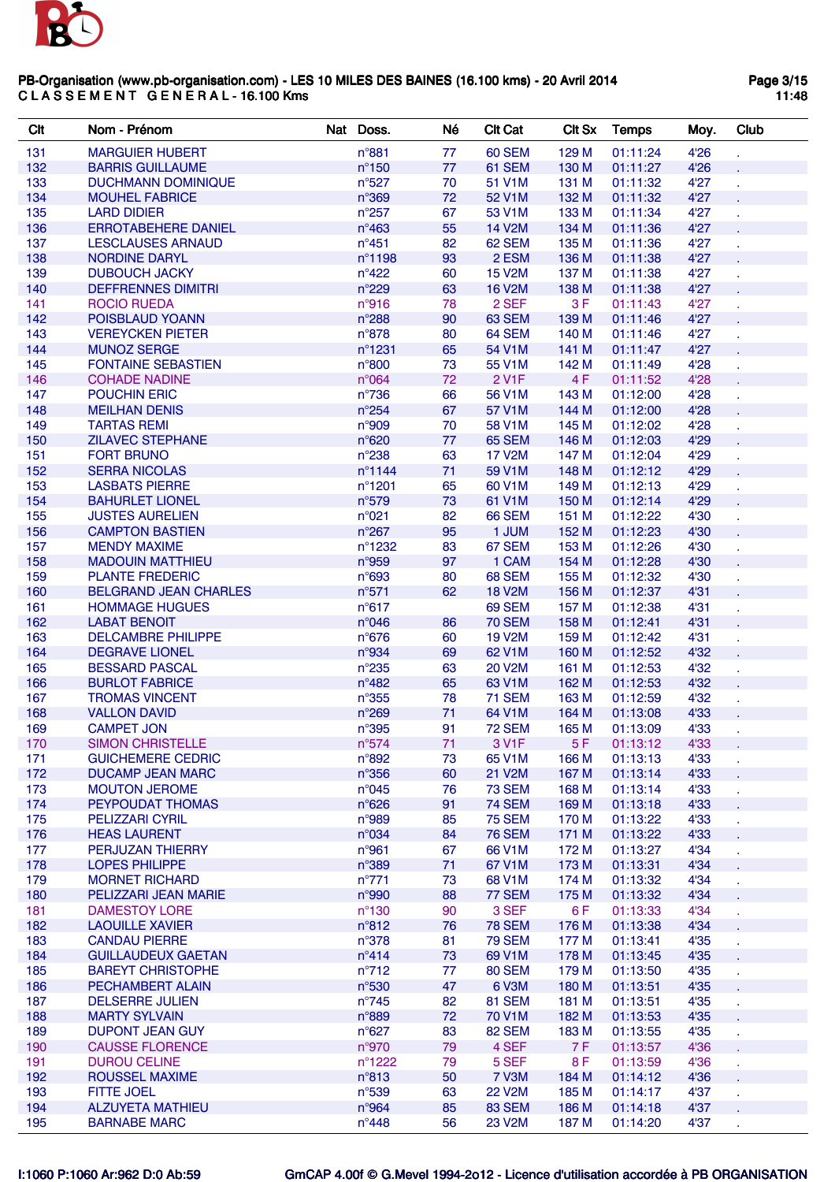PB-Organisation (www.pb-organisation.com) - LES 10 MILES DES BAINES (16.100 kms) - 20 Avril 2014

C L A S S E M E N T   G E N E R A L - 16.100 Kms

| Clt | Nom - Prénom | Nat | Doss. | Né | Clt Cat | Clt Sx | Temps | Moy. | Club |
|---|---|---|---|---|---|---|---|---|---|
| 131 | MARGUIER HUBERT | | n°881 | 77 | 60 SEM | 129 M | 01:11:24 | 4'26 | . |
| 132 | BARRIS GUILLAUME | | n°150 | 77 | 61 SEM | 130 M | 01:11:27 | 4'26 | . |
| 133 | DUCHMANN DOMINIQUE | | n°527 | 70 | 51 V1M | 131 M | 01:11:32 | 4'27 | . |
| 134 | MOUHEL FABRICE | | n°369 | 72 | 52 V1M | 132 M | 01:11:32 | 4'27 | . |
| 135 | LARD DIDIER | | n°257 | 67 | 53 V1M | 133 M | 01:11:34 | 4'27 | . |
| 136 | ERROTABEHERE DANIEL | | n°463 | 55 | 14 V2M | 134 M | 01:11:36 | 4'27 | . |
| 137 | LESCLAUSES ARNAUD | | n°451 | 82 | 62 SEM | 135 M | 01:11:36 | 4'27 | . |
| 138 | NORDINE DARYL | | n°1198 | 93 | 2 ESM | 136 M | 01:11:38 | 4'27 | . |
| 139 | DUBOUCH JACKY | | n°422 | 60 | 15 V2M | 137 M | 01:11:38 | 4'27 | . |
| 140 | DEFFRENNES DIMITRI | | n°229 | 63 | 16 V2M | 138 M | 01:11:38 | 4'27 | . |
| 141 | ROCIO RUEDA | | n°916 | 78 | 2 SEF | 3 F | 01:11:43 | 4'27 | . |
| 142 | POISBLAUD YOANN | | n°288 | 90 | 63 SEM | 139 M | 01:11:46 | 4'27 | . |
| 143 | VEREYCKEN PIETER | | n°878 | 80 | 64 SEM | 140 M | 01:11:46 | 4'27 | . |
| 144 | MUNOZ SERGE | | n°1231 | 65 | 54 V1M | 141 M | 01:11:47 | 4'27 | . |
| 145 | FONTAINE SEBASTIEN | | n°800 | 73 | 55 V1M | 142 M | 01:11:49 | 4'28 | . |
| 146 | COHADE NADINE | | n°064 | 72 | 2 V1F | 4 F | 01:11:52 | 4'28 | . |
| 147 | POUCHIN ERIC | | n°736 | 66 | 56 V1M | 143 M | 01:12:00 | 4'28 | . |
| 148 | MEILHAN DENIS | | n°254 | 67 | 57 V1M | 144 M | 01:12:00 | 4'28 | . |
| 149 | TARTAS REMI | | n°909 | 70 | 58 V1M | 145 M | 01:12:02 | 4'28 | . |
| 150 | ZILAVEC STEPHANE | | n°620 | 77 | 65 SEM | 146 M | 01:12:03 | 4'29 | . |
| 151 | FORT BRUNO | | n°238 | 63 | 17 V2M | 147 M | 01:12:04 | 4'29 | . |
| 152 | SERRA NICOLAS | | n°1144 | 71 | 59 V1M | 148 M | 01:12:12 | 4'29 | . |
| 153 | LASBATS PIERRE | | n°1201 | 65 | 60 V1M | 149 M | 01:12:13 | 4'29 | . |
| 154 | BAHURLET LIONEL | | n°579 | 73 | 61 V1M | 150 M | 01:12:14 | 4'29 | . |
| 155 | JUSTES AURELIEN | | n°021 | 82 | 66 SEM | 151 M | 01:12:22 | 4'30 | . |
| 156 | CAMPTON BASTIEN | | n°267 | 95 | 1 JUM | 152 M | 01:12:23 | 4'30 | . |
| 157 | MENDY MAXIME | | n°1232 | 83 | 67 SEM | 153 M | 01:12:26 | 4'30 | . |
| 158 | MADOUIN MATTHIEU | | n°959 | 97 | 1 CAM | 154 M | 01:12:28 | 4'30 | . |
| 159 | PLANTE FREDERIC | | n°693 | 80 | 68 SEM | 155 M | 01:12:32 | 4'30 | . |
| 160 | BELGRAND JEAN CHARLES | | n°571 | 62 | 18 V2M | 156 M | 01:12:37 | 4'31 | . |
| 161 | HOMMAGE HUGUES | | n°617 | | 69 SEM | 157 M | 01:12:38 | 4'31 | . |
| 162 | LABAT BENOIT | | n°046 | 86 | 70 SEM | 158 M | 01:12:41 | 4'31 | . |
| 163 | DELCAMBRE PHILIPPE | | n°676 | 60 | 19 V2M | 159 M | 01:12:42 | 4'31 | . |
| 164 | DEGRAVE LIONEL | | n°934 | 69 | 62 V1M | 160 M | 01:12:52 | 4'32 | . |
| 165 | BESSARD PASCAL | | n°235 | 63 | 20 V2M | 161 M | 01:12:53 | 4'32 | . |
| 166 | BURLOT FABRICE | | n°482 | 65 | 63 V1M | 162 M | 01:12:53 | 4'32 | . |
| 167 | TROMAS VINCENT | | n°355 | 78 | 71 SEM | 163 M | 01:12:59 | 4'32 | . |
| 168 | VALLON DAVID | | n°269 | 71 | 64 V1M | 164 M | 01:13:08 | 4'33 | . |
| 169 | CAMPET JON | | n°395 | 91 | 72 SEM | 165 M | 01:13:09 | 4'33 | . |
| 170 | SIMON CHRISTELLE | | n°574 | 71 | 3 V1F | 5 F | 01:13:12 | 4'33 | . |
| 171 | GUICHEMERE CEDRIC | | n°892 | 73 | 65 V1M | 166 M | 01:13:13 | 4'33 | . |
| 172 | DUCAMP JEAN MARC | | n°356 | 60 | 21 V2M | 167 M | 01:13:14 | 4'33 | . |
| 173 | MOUTON JEROME | | n°045 | 76 | 73 SEM | 168 M | 01:13:14 | 4'33 | . |
| 174 | PEYPOUDAT THOMAS | | n°626 | 91 | 74 SEM | 169 M | 01:13:18 | 4'33 | . |
| 175 | PELIZZARI CYRIL | | n°989 | 85 | 75 SEM | 170 M | 01:13:22 | 4'33 | . |
| 176 | HEAS LAURENT | | n°034 | 84 | 76 SEM | 171 M | 01:13:22 | 4'33 | . |
| 177 | PERJUZAN THIERRY | | n°961 | 67 | 66 V1M | 172 M | 01:13:27 | 4'34 | . |
| 178 | LOPES PHILIPPE | | n°389 | 71 | 67 V1M | 173 M | 01:13:31 | 4'34 | . |
| 179 | MORNET RICHARD | | n°771 | 73 | 68 V1M | 174 M | 01:13:32 | 4'34 | . |
| 180 | PELIZZARI JEAN MARIE | | n°990 | 88 | 77 SEM | 175 M | 01:13:32 | 4'34 | . |
| 181 | DAMESTOY LORE | | n°130 | 90 | 3 SEF | 6 F | 01:13:33 | 4'34 | . |
| 182 | LAOUILLE XAVIER | | n°812 | 76 | 78 SEM | 176 M | 01:13:38 | 4'34 | . |
| 183 | CANDAU PIERRE | | n°378 | 81 | 79 SEM | 177 M | 01:13:41 | 4'35 | . |
| 184 | GUILLAUDEUX GAETAN | | n°414 | 73 | 69 V1M | 178 M | 01:13:45 | 4'35 | . |
| 185 | BAREYT CHRISTOPHE | | n°712 | 77 | 80 SEM | 179 M | 01:13:50 | 4'35 | . |
| 186 | PECHAMBERT ALAIN | | n°530 | 47 | 6 V3M | 180 M | 01:13:51 | 4'35 | . |
| 187 | DELSERRE JULIEN | | n°745 | 82 | 81 SEM | 181 M | 01:13:51 | 4'35 | . |
| 188 | MARTY SYLVAIN | | n°889 | 72 | 70 V1M | 182 M | 01:13:53 | 4'35 | . |
| 189 | DUPONT JEAN GUY | | n°627 | 83 | 82 SEM | 183 M | 01:13:55 | 4'35 | . |
| 190 | CAUSSE FLORENCE | | n°970 | 79 | 4 SEF | 7 F | 01:13:57 | 4'36 | . |
| 191 | DUROU CELINE | | n°1222 | 79 | 5 SEF | 8 F | 01:13:59 | 4'36 | . |
| 192 | ROUSSEL MAXIME | | n°813 | 50 | 7 V3M | 184 M | 01:14:12 | 4'36 | . |
| 193 | FITTE JOEL | | n°539 | 63 | 22 V2M | 185 M | 01:14:17 | 4'37 | . |
| 194 | ALZUYETA MATHIEU | | n°964 | 85 | 83 SEM | 186 M | 01:14:18 | 4'37 | . |
| 195 | BARNABE MARC | | n°448 | 56 | 23 V2M | 187 M | 01:14:20 | 4'37 | . |

I:1060 P:1060 Ar:962 D:0 Ab:59

GmCAP 4.00f © G.Mevel 1994-2012 - Licence d'utilisation accordée à PB ORGANISATION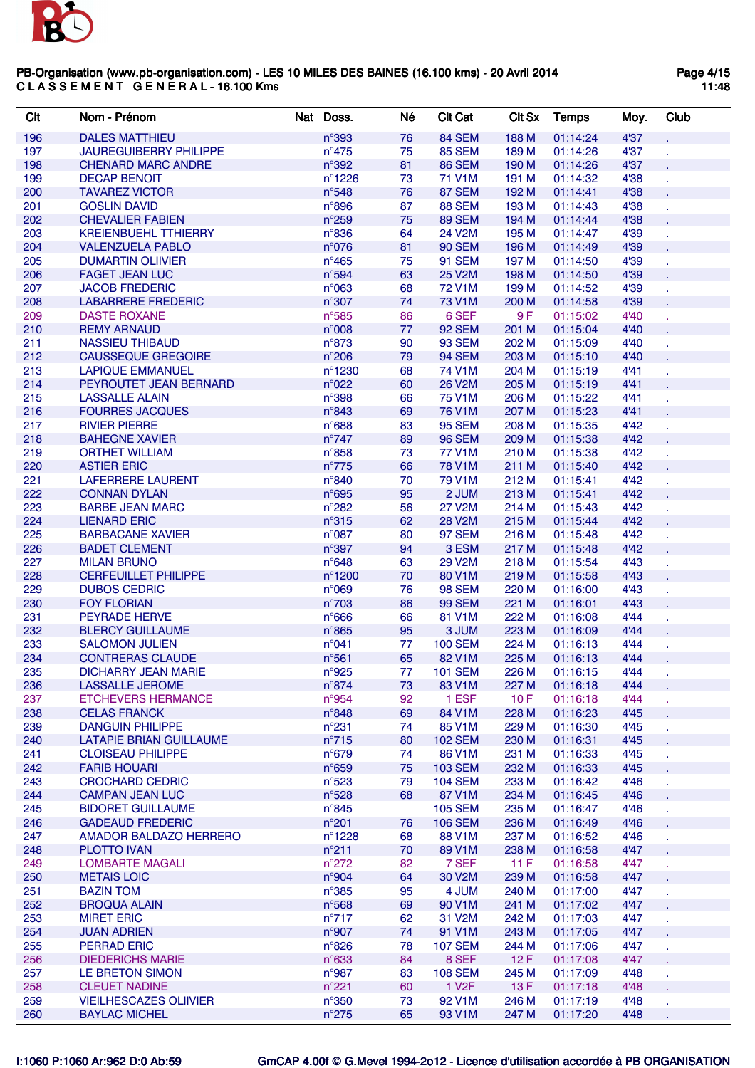PB-Organisation (www.pb-organisation.com) - LES 10 MILES DES BAINES (16.100 kms) - 20 Avril 2014

CLASSEMENT GENERAL - 16.100 Kms

| Clt | Nom - Prénom | Nat | Doss. | Né | Clt Cat | Clt Sx | Temps | Moy. | Club |
|---|---|---|---|---|---|---|---|---|---|
| 196 | DALES MATTHIEU | | n°393 | 76 | 84 SEM | 188 M | 01:14:24 | 4'37 | . |
| 197 | JAUREGUIBERRY PHILIPPE | | n°475 | 75 | 85 SEM | 189 M | 01:14:26 | 4'37 | . |
| 198 | CHENARD MARC ANDRE | | n°392 | 81 | 86 SEM | 190 M | 01:14:26 | 4'37 | . |
| 199 | DECAP BENOIT | | n°1226 | 73 | 71 V1M | 191 M | 01:14:32 | 4'38 | . |
| 200 | TAVAREZ VICTOR | | n°548 | 76 | 87 SEM | 192 M | 01:14:41 | 4'38 | . |
| 201 | GOSLIN DAVID | | n°896 | 87 | 88 SEM | 193 M | 01:14:43 | 4'38 | . |
| 202 | CHEVALIER FABIEN | | n°259 | 75 | 89 SEM | 194 M | 01:14:44 | 4'38 | . |
| 203 | KREIENBUEHL TTHIERRY | | n°836 | 64 | 24 V2M | 195 M | 01:14:47 | 4'39 | . |
| 204 | VALENZUELA PABLO | | n°076 | 81 | 90 SEM | 196 M | 01:14:49 | 4'39 | . |
| 205 | DUMARTIN OLIIVIER | | n°465 | 75 | 91 SEM | 197 M | 01:14:50 | 4'39 | . |
| 206 | FAGET JEAN LUC | | n°594 | 63 | 25 V2M | 198 M | 01:14:50 | 4'39 | . |
| 207 | JACOB FREDERIC | | n°063 | 68 | 72 V1M | 199 M | 01:14:52 | 4'39 | . |
| 208 | LABARRERE FREDERIC | | n°307 | 74 | 73 V1M | 200 M | 01:14:58 | 4'39 | . |
| 209 | DASTE ROXANE | | n°585 | 86 | 6 SEF | 9 F | 01:15:02 | 4'40 | . |
| 210 | REMY ARNAUD | | n°008 | 77 | 92 SEM | 201 M | 01:15:04 | 4'40 | . |
| 211 | NASSIEU THIBAUD | | n°873 | 90 | 93 SEM | 202 M | 01:15:09 | 4'40 | . |
| 212 | CAUSSEQUE GREGOIRE | | n°206 | 79 | 94 SEM | 203 M | 01:15:10 | 4'40 | . |
| 213 | LAPIQUE EMMANUEL | | n°1230 | 68 | 74 V1M | 204 M | 01:15:19 | 4'41 | . |
| 214 | PEYROUTET JEAN BERNARD | | n°022 | 60 | 26 V2M | 205 M | 01:15:19 | 4'41 | . |
| 215 | LASSALLE ALAIN | | n°398 | 66 | 75 V1M | 206 M | 01:15:22 | 4'41 | . |
| 216 | FOURRES JACQUES | | n°843 | 69 | 76 V1M | 207 M | 01:15:23 | 4'41 | . |
| 217 | RIVIER PIERRE | | n°688 | 83 | 95 SEM | 208 M | 01:15:35 | 4'42 | . |
| 218 | BAHEGNE XAVIER | | n°747 | 89 | 96 SEM | 209 M | 01:15:38 | 4'42 | . |
| 219 | ORTHET WILLIAM | | n°858 | 73 | 77 V1M | 210 M | 01:15:38 | 4'42 | . |
| 220 | ASTIER ERIC | | n°775 | 66 | 78 V1M | 211 M | 01:15:40 | 4'42 | . |
| 221 | LAFERRERE LAURENT | | n°840 | 70 | 79 V1M | 212 M | 01:15:41 | 4'42 | . |
| 222 | CONNAN DYLAN | | n°695 | 95 | 2 JUM | 213 M | 01:15:41 | 4'42 | . |
| 223 | BARBE JEAN MARC | | n°282 | 56 | 27 V2M | 214 M | 01:15:43 | 4'42 | . |
| 224 | LIENARD ERIC | | n°315 | 62 | 28 V2M | 215 M | 01:15:44 | 4'42 | . |
| 225 | BARBACANE XAVIER | | n°087 | 80 | 97 SEM | 216 M | 01:15:48 | 4'42 | . |
| 226 | BADET CLEMENT | | n°397 | 94 | 3 ESM | 217 M | 01:15:48 | 4'42 | . |
| 227 | MILAN BRUNO | | n°648 | 63 | 29 V2M | 218 M | 01:15:54 | 4'43 | . |
| 228 | CERFEUILLET PHILIPPE | | n°1200 | 70 | 80 V1M | 219 M | 01:15:58 | 4'43 | . |
| 229 | DUBOS CEDRIC | | n°069 | 76 | 98 SEM | 220 M | 01:16:00 | 4'43 | . |
| 230 | FOY FLORIAN | | n°703 | 86 | 99 SEM | 221 M | 01:16:01 | 4'43 | . |
| 231 | PEYRADE HERVE | | n°666 | 66 | 81 V1M | 222 M | 01:16:08 | 4'44 | . |
| 232 | BLERCY GUILLAUME | | n°865 | 95 | 3 JUM | 223 M | 01:16:09 | 4'44 | . |
| 233 | SALOMON JULIEN | | n°041 | 77 | 100 SEM | 224 M | 01:16:13 | 4'44 | . |
| 234 | CONTRERAS CLAUDE | | n°561 | 65 | 82 V1M | 225 M | 01:16:13 | 4'44 | . |
| 235 | DICHARRY JEAN MARIE | | n°925 | 77 | 101 SEM | 226 M | 01:16:15 | 4'44 | . |
| 236 | LASSALLE JEROME | | n°874 | 73 | 83 V1M | 227 M | 01:16:18 | 4'44 | . |
| 237 | ETCHEVERS HERMANCE | | n°954 | 92 | 1 ESF | 10 F | 01:16:18 | 4'44 | . |
| 238 | CELAS FRANCK | | n°848 | 69 | 84 V1M | 228 M | 01:16:23 | 4'45 | . |
| 239 | DANGUIN PHILIPPE | | n°231 | 74 | 85 V1M | 229 M | 01:16:30 | 4'45 | . |
| 240 | LATAPIE BRIAN GUILLAUME | | n°715 | 80 | 102 SEM | 230 M | 01:16:31 | 4'45 | . |
| 241 | CLOISEAU PHILIPPE | | n°679 | 74 | 86 V1M | 231 M | 01:16:33 | 4'45 | . |
| 242 | FARIB HOUARI | | n°659 | 75 | 103 SEM | 232 M | 01:16:33 | 4'45 | . |
| 243 | CROCHARD CEDRIC | | n°523 | 79 | 104 SEM | 233 M | 01:16:42 | 4'46 | . |
| 244 | CAMPAN JEAN LUC | | n°528 | 68 | 87 V1M | 234 M | 01:16:45 | 4'46 | . |
| 245 | BIDORET GUILLAUME | | n°845 | | 105 SEM | 235 M | 01:16:47 | 4'46 | . |
| 246 | GADEAUD FREDERIC | | n°201 | 76 | 106 SEM | 236 M | 01:16:49 | 4'46 | . |
| 247 | AMADOR BALDAZO HERRERO | | n°1228 | 68 | 88 V1M | 237 M | 01:16:52 | 4'46 | . |
| 248 | PLOTTO IVAN | | n°211 | 70 | 89 V1M | 238 M | 01:16:58 | 4'47 | . |
| 249 | LOMBARTE MAGALI | | n°272 | 82 | 7 SEF | 11 F | 01:16:58 | 4'47 | . |
| 250 | METAIS LOIC | | n°904 | 64 | 30 V2M | 239 M | 01:16:58 | 4'47 | . |
| 251 | BAZIN TOM | | n°385 | 95 | 4 JUM | 240 M | 01:17:00 | 4'47 | . |
| 252 | BROQUA ALAIN | | n°568 | 69 | 90 V1M | 241 M | 01:17:02 | 4'47 | . |
| 253 | MIRET ERIC | | n°717 | 62 | 31 V2M | 242 M | 01:17:03 | 4'47 | . |
| 254 | JUAN ADRIEN | | n°907 | 74 | 91 V1M | 243 M | 01:17:05 | 4'47 | . |
| 255 | PERRAD ERIC | | n°826 | 78 | 107 SEM | 244 M | 01:17:06 | 4'47 | . |
| 256 | DIEDERICHS MARIE | | n°633 | 84 | 8 SEF | 12 F | 01:17:08 | 4'47 | . |
| 257 | LE BRETON SIMON | | n°987 | 83 | 108 SEM | 245 M | 01:17:09 | 4'48 | . |
| 258 | CLEUET NADINE | | n°221 | 60 | 1 V2F | 13 F | 01:17:18 | 4'48 | . |
| 259 | VIEILHESCAZES OLIIVIER | | n°350 | 73 | 92 V1M | 246 M | 01:17:19 | 4'48 | . |
| 260 | BAYLAC MICHEL | | n°275 | 65 | 93 V1M | 247 M | 01:17:20 | 4'48 | . |

I:1060 P:1060 Ar:962 D:0 Ab:59

GmCAP 4.00f © G.Mevel 1994-2o12 - Licence d'utilisation accordée à PB ORGANISATION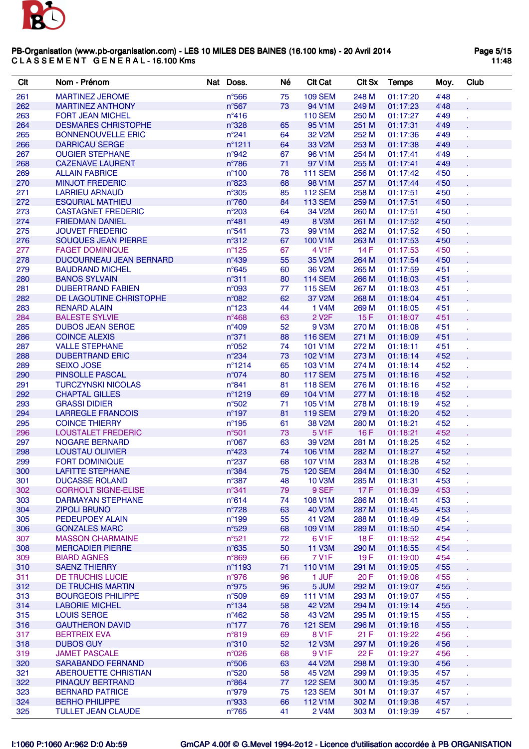PB-Organisation (www.pb-organisation.com) - LES 10 MILES DES BAINES (16.100 kms) - 20 Avril 2014

CLASSEMENT GENERAL - 16.100 Kms

| Clt | Nom - Prénom | Nat | Doss. | Né | Clt Cat | Clt Sx | Temps | Moy. | Club |
|---|---|---|---|---|---|---|---|---|---|
| 261 | MARTINEZ JEROME | | n°566 | 75 | 109 SEM | 248 M | 01:17:20 | 4'48 | . |
| 262 | MARTINEZ ANTHONY | | n°567 | 73 | 94 V1M | 249 M | 01:17:23 | 4'48 | . |
| 263 | FORT JEAN MICHEL | | n°416 | | 110 SEM | 250 M | 01:17:27 | 4'49 | . |
| 264 | DESMARES CHRISTOPHE | | n°328 | 65 | 95 V1M | 251 M | 01:17:31 | 4'49 | . |
| 265 | BONNENOUVELLE ERIC | | n°241 | 64 | 32 V2M | 252 M | 01:17:36 | 4'49 | . |
| 266 | DARRICAU SERGE | | n°1211 | 64 | 33 V2M | 253 M | 01:17:38 | 4'49 | . |
| 267 | OUGIER STEPHANE | | n°942 | 67 | 96 V1M | 254 M | 01:17:41 | 4'49 | . |
| 268 | CAZENAVE LAURENT | | n°786 | 71 | 97 V1M | 255 M | 01:17:41 | 4'49 | . |
| 269 | ALLAIN FABRICE | | n°100 | 78 | 111 SEM | 256 M | 01:17:42 | 4'50 | . |
| 270 | MINJOT FREDERIC | | n°823 | 68 | 98 V1M | 257 M | 01:17:44 | 4'50 | . |
| 271 | LARRIEU ARNAUD | | n°305 | 85 | 112 SEM | 258 M | 01:17:51 | 4'50 | . |
| 272 | ESQURIAL MATHIEU | | n°760 | 84 | 113 SEM | 259 M | 01:17:51 | 4'50 | . |
| 273 | CASTAGNET FREDERIC | | n°203 | 64 | 34 V2M | 260 M | 01:17:51 | 4'50 | . |
| 274 | FRIEDMAN DANIEL | | n°481 | 49 | 8 V3M | 261 M | 01:17:52 | 4'50 | . |
| 275 | JOUVET FREDERIC | | n°541 | 73 | 99 V1M | 262 M | 01:17:52 | 4'50 | . |
| 276 | SOUQUES JEAN PIERRE | | n°312 | 67 | 100 V1M | 263 M | 01:17:53 | 4'50 | . |
| 277 | FAGET DOMINIQUE | | n°125 | 67 | 4 V1F | 14 F | 01:17:53 | 4'50 | . |
| 278 | DUCOURNEAU JEAN BERNARD | | n°439 | 55 | 35 V2M | 264 M | 01:17:54 | 4'50 | . |
| 279 | BAUDRAND MICHEL | | n°645 | 60 | 36 V2M | 265 M | 01:17:59 | 4'51 | . |
| 280 | BANOS SYLVAIN | | n°311 | 80 | 114 SEM | 266 M | 01:18:03 | 4'51 | . |
| 281 | DUBERTRAND FABIEN | | n°093 | 77 | 115 SEM | 267 M | 01:18:03 | 4'51 | . |
| 282 | DE LAGOUTINE CHRISTOPHE | | n°082 | 62 | 37 V2M | 268 M | 01:18:04 | 4'51 | . |
| 283 | RENARD ALAIN | | n°123 | 44 | 1 V4M | 269 M | 01:18:05 | 4'51 | . |
| 284 | BALESTE SYLVIE | | n°468 | 63 | 2 V2F | 15 F | 01:18:07 | 4'51 | . |
| 285 | DUBOS JEAN SERGE | | n°409 | 52 | 9 V3M | 270 M | 01:18:08 | 4'51 | . |
| 286 | COINCE ALEXIS | | n°371 | 88 | 116 SEM | 271 M | 01:18:09 | 4'51 | . |
| 287 | VALLE STEPHANE | | n°052 | 74 | 101 V1M | 272 M | 01:18:11 | 4'51 | . |
| 288 | DUBERTRAND ERIC | | n°234 | 73 | 102 V1M | 273 M | 01:18:14 | 4'52 | . |
| 289 | SEIXO JOSE | | n°1214 | 65 | 103 V1M | 274 M | 01:18:14 | 4'52 | . |
| 290 | PINSOLLE PASCAL | | n°074 | 80 | 117 SEM | 275 M | 01:18:16 | 4'52 | . |
| 291 | TURCZYNSKI NICOLAS | | n°841 | 81 | 118 SEM | 276 M | 01:18:16 | 4'52 | . |
| 292 | CHAPTAL GILLES | | n°1219 | 69 | 104 V1M | 277 M | 01:18:18 | 4'52 | . |
| 293 | GRASSI DIDIER | | n°502 | 71 | 105 V1M | 278 M | 01:18:19 | 4'52 | . |
| 294 | LARREGLE FRANCOIS | | n°197 | 81 | 119 SEM | 279 M | 01:18:20 | 4'52 | . |
| 295 | COINCE THIERRY | | n°195 | 61 | 38 V2M | 280 M | 01:18:21 | 4'52 | . |
| 296 | LOUSTALET FREDERIC | | n°501 | 73 | 5 V1F | 16 F | 01:18:21 | 4'52 | . |
| 297 | NOGARE BERNARD | | n°067 | 63 | 39 V2M | 281 M | 01:18:25 | 4'52 | . |
| 298 | LOUSTAU OLIIVIER | | n°423 | 74 | 106 V1M | 282 M | 01:18:27 | 4'52 | . |
| 299 | FORT DOMINIQUE | | n°237 | 68 | 107 V1M | 283 M | 01:18:28 | 4'52 | . |
| 300 | LAFITTE STEPHANE | | n°384 | 75 | 120 SEM | 284 M | 01:18:30 | 4'52 | . |
| 301 | DUCASSE ROLAND | | n°387 | 48 | 10 V3M | 285 M | 01:18:31 | 4'53 | . |
| 302 | GORHOLT SIGNE-ELISE | | n°341 | 79 | 9 SEF | 17 F | 01:18:39 | 4'53 | . |
| 303 | DARMAYAN STEPHANE | | n°614 | 74 | 108 V1M | 286 M | 01:18:41 | 4'53 | . |
| 304 | ZIPOLI BRUNO | | n°728 | 63 | 40 V2M | 287 M | 01:18:45 | 4'53 | . |
| 305 | PEDEUPOEY ALAIN | | n°199 | 55 | 41 V2M | 288 M | 01:18:49 | 4'54 | . |
| 306 | GONZALES MARC | | n°529 | 68 | 109 V1M | 289 M | 01:18:50 | 4'54 | . |
| 307 | MASSON CHARMAINE | | n°521 | 72 | 6 V1F | 18 F | 01:18:52 | 4'54 | . |
| 308 | MERCADIER PIERRE | | n°635 | 50 | 11 V3M | 290 M | 01:18:55 | 4'54 | . |
| 309 | BIARD AGNES | | n°869 | 66 | 7 V1F | 19 F | 01:19:00 | 4'54 | . |
| 310 | SAENZ THIERRY | | n°1193 | 71 | 110 V1M | 291 M | 01:19:05 | 4'55 | . |
| 311 | DE TRUCHIS LUCIE | | n°976 | 96 | 1 JUF | 20 F | 01:19:06 | 4'55 | . |
| 312 | DE TRUCHIS MARTIN | | n°975 | 96 | 5 JUM | 292 M | 01:19:07 | 4'55 | . |
| 313 | BOURGEOIS PHILIPPE | | n°509 | 69 | 111 V1M | 293 M | 01:19:07 | 4'55 | . |
| 314 | LABORIE MICHEL | | n°134 | 58 | 42 V2M | 294 M | 01:19:14 | 4'55 | . |
| 315 | LOUIS SERGE | | n°462 | 58 | 43 V2M | 295 M | 01:19:15 | 4'55 | . |
| 316 | GAUTHERON DAVID | | n°177 | 76 | 121 SEM | 296 M | 01:19:18 | 4'55 | . |
| 317 | BERTREIX EVA | | n°819 | 69 | 8 V1F | 21 F | 01:19:22 | 4'56 | . |
| 318 | DUBOS GUY | | n°310 | 52 | 12 V3M | 297 M | 01:19:26 | 4'56 | . |
| 319 | JAMET PASCALE | | n°026 | 68 | 9 V1F | 22 F | 01:19:27 | 4'56 | . |
| 320 | SARABANDO FERNAND | | n°506 | 63 | 44 V2M | 298 M | 01:19:30 | 4'56 | . |
| 321 | ABEROUETTE CHRISTIAN | | n°520 | 58 | 45 V2M | 299 M | 01:19:35 | 4'57 | . |
| 322 | PINAQUY BERTRAND | | n°864 | 77 | 122 SEM | 300 M | 01:19:35 | 4'57 | . |
| 323 | BERNARD PATRICE | | n°979 | 75 | 123 SEM | 301 M | 01:19:37 | 4'57 | . |
| 324 | BERHO PHILIPPE | | n°933 | 66 | 112 V1M | 302 M | 01:19:38 | 4'57 | . |
| 325 | TULLET JEAN CLAUDE | | n°765 | 41 | 2 V4M | 303 M | 01:19:39 | 4'57 | . |

I:1060 P:1060 Ar:962 D:0 Ab:59

GmCAP 4.00f © G.Mevel 1994-2012 - Licence d'utilisation accordée à PB ORGANISATION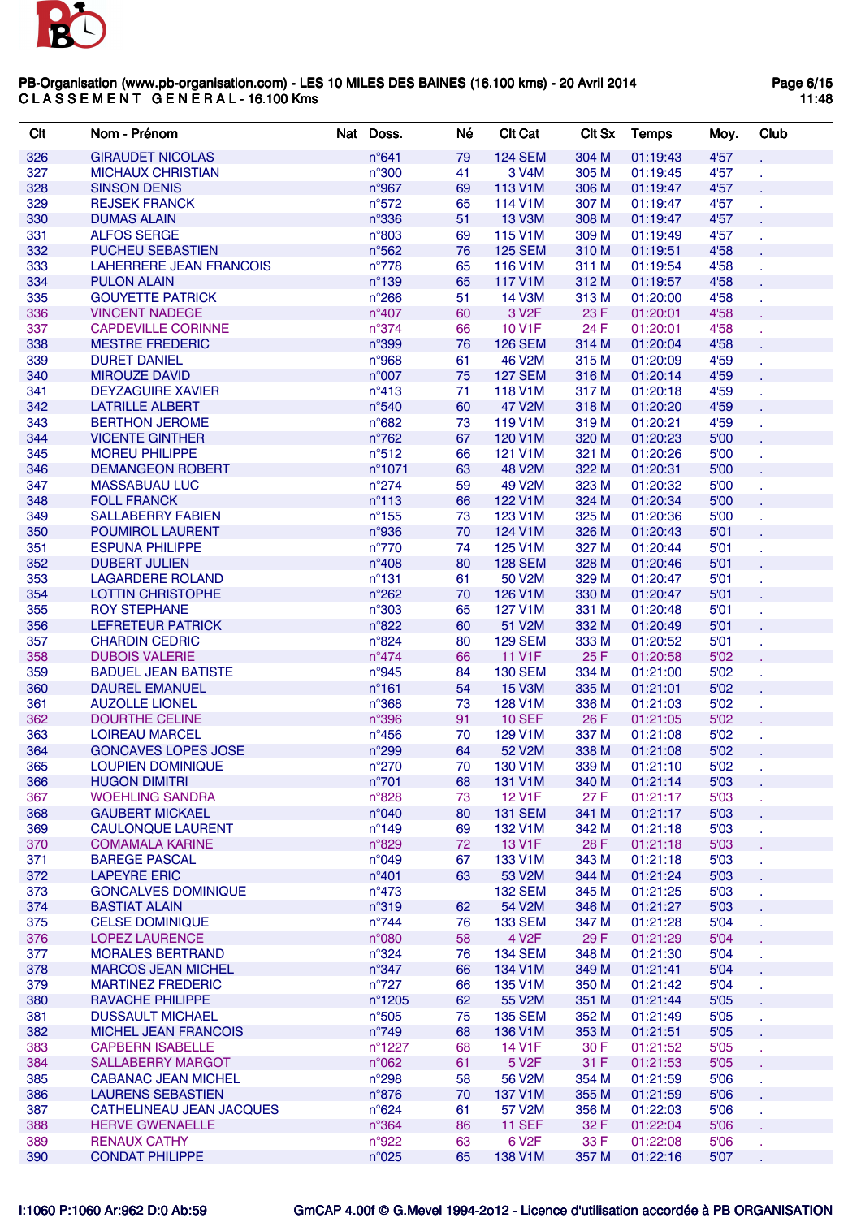# PB-Organisation (www.pb-organisation.com) - LES 10 MILES DES BAINES (16.100 kms) - 20 Avril 2014

## C L A S S E M E N T   G E N E R A L - 16.100 Kms

| Clt | Nom - Prénom | Nat | Doss. | Né | Clt Cat | Clt Sx | Temps | Moy. | Club |
|---|---|---|---|---|---|---|---|---|---|
| 326 | GIRAUDET NICOLAS | | n°641 | 79 | 124 SEM | 304 M | 01:19:43 | 4'57 | . |
| 327 | MICHAUX CHRISTIAN | | n°300 | 41 | 3 V4M | 305 M | 01:19:45 | 4'57 | . |
| 328 | SINSON DENIS | | n°967 | 69 | 113 V1M | 306 M | 01:19:47 | 4'57 | . |
| 329 | REJSEK FRANCK | | n°572 | 65 | 114 V1M | 307 M | 01:19:47 | 4'57 | . |
| 330 | DUMAS ALAIN | | n°336 | 51 | 13 V3M | 308 M | 01:19:47 | 4'57 | . |
| 331 | ALFOS SERGE | | n°803 | 69 | 115 V1M | 309 M | 01:19:49 | 4'57 | . |
| 332 | PUCHEU SEBASTIEN | | n°562 | 76 | 125 SEM | 310 M | 01:19:51 | 4'58 | . |
| 333 | LAHERRERE JEAN FRANCOIS | | n°778 | 65 | 116 V1M | 311 M | 01:19:54 | 4'58 | . |
| 334 | PULON ALAIN | | n°139 | 65 | 117 V1M | 312 M | 01:19:57 | 4'58 | . |
| 335 | GOUYETTE PATRICK | | n°266 | 51 | 14 V3M | 313 M | 01:20:00 | 4'58 | . |
| 336 | VINCENT NADEGE | | n°407 | 60 | 3 V2F | 23 F | 01:20:01 | 4'58 | . |
| 337 | CAPDEVILLE CORINNE | | n°374 | 66 | 10 V1F | 24 F | 01:20:01 | 4'58 | . |
| 338 | MESTRE FREDERIC | | n°399 | 76 | 126 SEM | 314 M | 01:20:04 | 4'58 | . |
| 339 | DURET DANIEL | | n°968 | 61 | 46 V2M | 315 M | 01:20:09 | 4'59 | . |
| 340 | MIROUZE DAVID | | n°007 | 75 | 127 SEM | 316 M | 01:20:14 | 4'59 | . |
| 341 | DEYZAGUIRE XAVIER | | n°413 | 71 | 118 V1M | 317 M | 01:20:18 | 4'59 | . |
| 342 | LATRILLE ALBERT | | n°540 | 60 | 47 V2M | 318 M | 01:20:20 | 4'59 | . |
| 343 | BERTHON JEROME | | n°682 | 73 | 119 V1M | 319 M | 01:20:21 | 4'59 | . |
| 344 | VICENTE GINTHER | | n°762 | 67 | 120 V1M | 320 M | 01:20:23 | 5'00 | . |
| 345 | MOREU PHILIPPE | | n°512 | 66 | 121 V1M | 321 M | 01:20:26 | 5'00 | . |
| 346 | DEMANGEON ROBERT | | n°1071 | 63 | 48 V2M | 322 M | 01:20:31 | 5'00 | . |
| 347 | MASSABUAU LUC | | n°274 | 59 | 49 V2M | 323 M | 01:20:32 | 5'00 | . |
| 348 | FOLL FRANCK | | n°113 | 66 | 122 V1M | 324 M | 01:20:34 | 5'00 | . |
| 349 | SALLABERRY FABIEN | | n°155 | 73 | 123 V1M | 325 M | 01:20:36 | 5'00 | . |
| 350 | POUMIROL LAURENT | | n°936 | 70 | 124 V1M | 326 M | 01:20:43 | 5'01 | . |
| 351 | ESPUNA PHILIPPE | | n°770 | 74 | 125 V1M | 327 M | 01:20:44 | 5'01 | . |
| 352 | DUBERT JULIEN | | n°408 | 80 | 128 SEM | 328 M | 01:20:46 | 5'01 | . |
| 353 | LAGARDERE ROLAND | | n°131 | 61 | 50 V2M | 329 M | 01:20:47 | 5'01 | . |
| 354 | LOTTIN CHRISTOPHE | | n°262 | 70 | 126 V1M | 330 M | 01:20:47 | 5'01 | . |
| 355 | ROY STEPHANE | | n°303 | 65 | 127 V1M | 331 M | 01:20:48 | 5'01 | . |
| 356 | LEFRETEUR PATRICK | | n°822 | 60 | 51 V2M | 332 M | 01:20:49 | 5'01 | . |
| 357 | CHARDIN CEDRIC | | n°824 | 80 | 129 SEM | 333 M | 01:20:52 | 5'01 | . |
| 358 | DUBOIS VALERIE | | n°474 | 66 | 11 V1F | 25 F | 01:20:58 | 5'02 | . |
| 359 | BADUEL JEAN BATISTE | | n°945 | 84 | 130 SEM | 334 M | 01:21:00 | 5'02 | . |
| 360 | DAUREL EMANUEL | | n°161 | 54 | 15 V3M | 335 M | 01:21:01 | 5'02 | . |
| 361 | AUZOLLE LIONEL | | n°368 | 73 | 128 V1M | 336 M | 01:21:03 | 5'02 | . |
| 362 | DOURTHE CELINE | | n°396 | 91 | 10 SEF | 26 F | 01:21:05 | 5'02 | . |
| 363 | LOIREAU MARCEL | | n°456 | 70 | 129 V1M | 337 M | 01:21:08 | 5'02 | . |
| 364 | GONCAVES LOPES JOSE | | n°299 | 64 | 52 V2M | 338 M | 01:21:08 | 5'02 | . |
| 365 | LOUPIEN DOMINIQUE | | n°270 | 70 | 130 V1M | 339 M | 01:21:10 | 5'02 | . |
| 366 | HUGON DIMITRI | | n°701 | 68 | 131 V1M | 340 M | 01:21:14 | 5'03 | . |
| 367 | WOEHLING SANDRA | | n°828 | 73 | 12 V1F | 27 F | 01:21:17 | 5'03 | . |
| 368 | GAUBERT MICKAEL | | n°040 | 80 | 131 SEM | 341 M | 01:21:17 | 5'03 | . |
| 369 | CAULONQUE LAURENT | | n°149 | 69 | 132 V1M | 342 M | 01:21:18 | 5'03 | . |
| 370 | COMAMALA KARINE | | n°829 | 72 | 13 V1F | 28 F | 01:21:18 | 5'03 | . |
| 371 | BAREGE PASCAL | | n°049 | 67 | 133 V1M | 343 M | 01:21:18 | 5'03 | . |
| 372 | LAPEYRE ERIC | | n°401 | 63 | 53 V2M | 344 M | 01:21:24 | 5'03 | . |
| 373 | GONCALVES DOMINIQUE | | n°473 | | 132 SEM | 345 M | 01:21:25 | 5'03 | . |
| 374 | BASTIAT ALAIN | | n°319 | 62 | 54 V2M | 346 M | 01:21:27 | 5'03 | . |
| 375 | CELSE DOMINIQUE | | n°744 | 76 | 133 SEM | 347 M | 01:21:28 | 5'04 | . |
| 376 | LOPEZ LAURENCE | | n°080 | 58 | 4 V2F | 29 F | 01:21:29 | 5'04 | . |
| 377 | MORALES BERTRAND | | n°324 | 76 | 134 SEM | 348 M | 01:21:30 | 5'04 | . |
| 378 | MARCOS JEAN MICHEL | | n°347 | 66 | 134 V1M | 349 M | 01:21:41 | 5'04 | . |
| 379 | MARTINEZ FREDERIC | | n°727 | 66 | 135 V1M | 350 M | 01:21:42 | 5'04 | . |
| 380 | RAVACHE PHILIPPE | | n°1205 | 62 | 55 V2M | 351 M | 01:21:44 | 5'05 | . |
| 381 | DUSSAULT MICHAEL | | n°505 | 75 | 135 SEM | 352 M | 01:21:49 | 5'05 | . |
| 382 | MICHEL JEAN FRANCOIS | | n°749 | 68 | 136 V1M | 353 M | 01:21:51 | 5'05 | . |
| 383 | CAPBERN ISABELLE | | n°1227 | 68 | 14 V1F | 30 F | 01:21:52 | 5'05 | . |
| 384 | SALLABERRY MARGOT | | n°062 | 61 | 5 V2F | 31 F | 01:21:53 | 5'05 | . |
| 385 | CABANAC JEAN MICHEL | | n°298 | 58 | 56 V2M | 354 M | 01:21:59 | 5'06 | . |
| 386 | LAURENS SEBASTIEN | | n°876 | 70 | 137 V1M | 355 M | 01:21:59 | 5'06 | . |
| 387 | CATHELINEAU JEAN JACQUES | | n°624 | 61 | 57 V2M | 356 M | 01:22:03 | 5'06 | . |
| 388 | HERVE GWENAELLE | | n°364 | 86 | 11 SEF | 32 F | 01:22:04 | 5'06 | . |
| 389 | RENAUX CATHY | | n°922 | 63 | 6 V2F | 33 F | 01:22:08 | 5'06 | . |
| 390 | CONDAT PHILIPPE | | n°025 | 65 | 138 V1M | 357 M | 01:22:16 | 5'07 | . |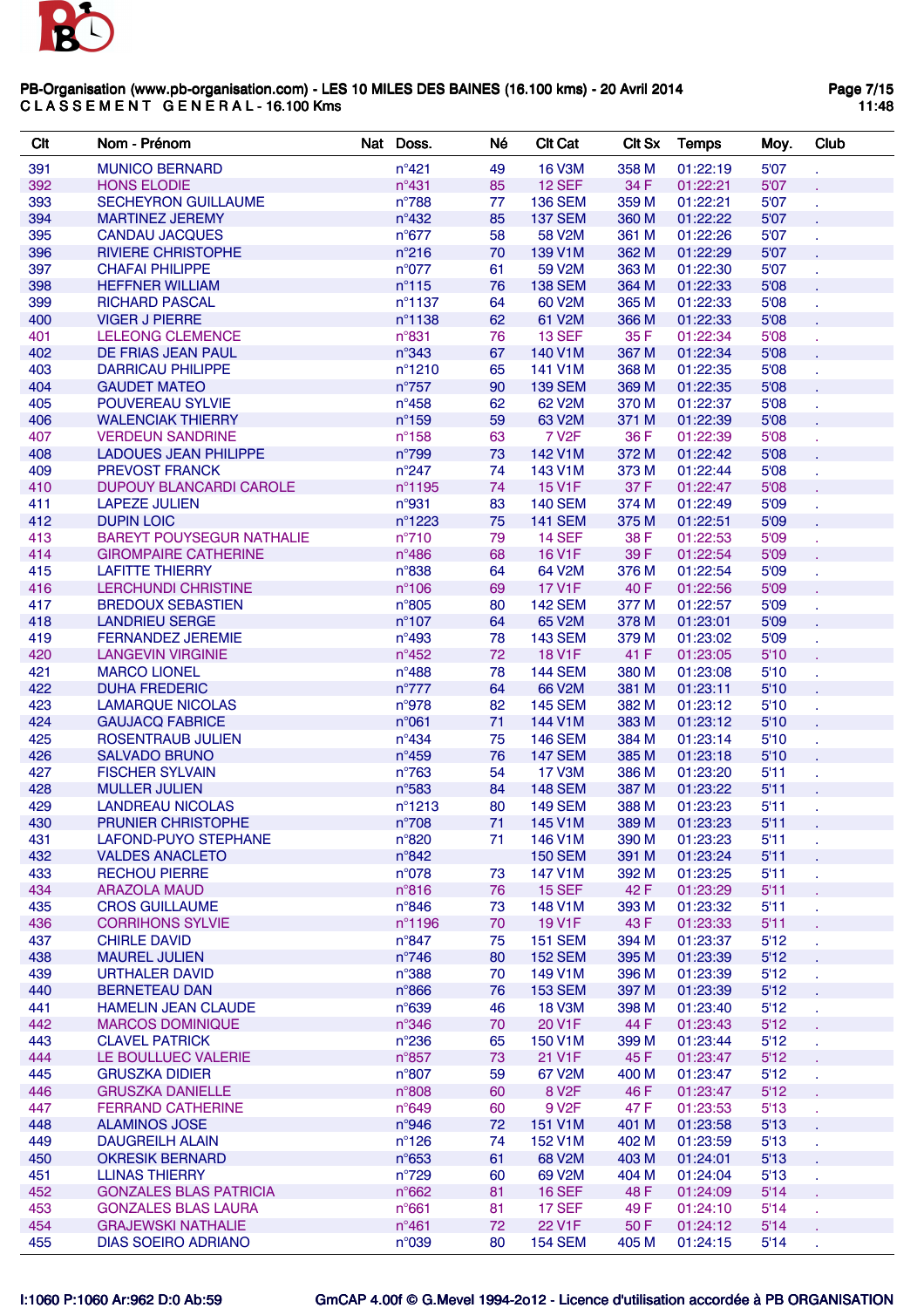PB-Organisation (www.pb-organisation.com) - LES 10 MILES DES BAINES (16.100 kms) - 20 Avril 2014
CLASSEMENT GENERAL - 16.100 Kms

| Clt | Nom - Prénom | Nat | Doss. | Né | Clt Cat | Clt Sx | Temps | Moy. | Club |
|---|---|---|---|---|---|---|---|---|---|
| 391 | MUNICO BERNARD | | n°421 | 49 | 16 V3M | 358 M | 01:22:19 | 5'07 | . |
| 392 | HONS ELODIE | | n°431 | 85 | 12 SEF | 34 F | 01:22:21 | 5'07 | . |
| 393 | SECHEYRON GUILLAUME | | n°788 | 77 | 136 SEM | 359 M | 01:22:21 | 5'07 | . |
| 394 | MARTINEZ JEREMY | | n°432 | 85 | 137 SEM | 360 M | 01:22:22 | 5'07 | . |
| 395 | CANDAU JACQUES | | n°677 | 58 | 58 V2M | 361 M | 01:22:26 | 5'07 | . |
| 396 | RIVIERE CHRISTOPHE | | n°216 | 70 | 139 V1M | 362 M | 01:22:29 | 5'07 | . |
| 397 | CHAFAI PHILIPPE | | n°077 | 61 | 59 V2M | 363 M | 01:22:30 | 5'07 | . |
| 398 | HEFFNER WILLIAM | | n°115 | 76 | 138 SEM | 364 M | 01:22:33 | 5'08 | . |
| 399 | RICHARD PASCAL | | n°1137 | 64 | 60 V2M | 365 M | 01:22:33 | 5'08 | . |
| 400 | VIGER J PIERRE | | n°1138 | 62 | 61 V2M | 366 M | 01:22:33 | 5'08 | . |
| 401 | LELEONG CLEMENCE | | n°831 | 76 | 13 SEF | 35 F | 01:22:34 | 5'08 | . |
| 402 | DE FRIAS JEAN PAUL | | n°343 | 67 | 140 V1M | 367 M | 01:22:34 | 5'08 | . |
| 403 | DARRICAU PHILIPPE | | n°1210 | 65 | 141 V1M | 368 M | 01:22:35 | 5'08 | . |
| 404 | GAUDET MATEO | | n°757 | 90 | 139 SEM | 369 M | 01:22:35 | 5'08 | . |
| 405 | POUVEREAU SYLVIE | | n°458 | 62 | 62 V2M | 370 M | 01:22:37 | 5'08 | . |
| 406 | WALENCIAK THIERRY | | n°159 | 59 | 63 V2M | 371 M | 01:22:39 | 5'08 | . |
| 407 | VERDEUN SANDRINE | | n°158 | 63 | 7 V2F | 36 F | 01:22:39 | 5'08 | . |
| 408 | LADOUES JEAN PHILIPPE | | n°799 | 73 | 142 V1M | 372 M | 01:22:42 | 5'08 | . |
| 409 | PREVOST FRANCK | | n°247 | 74 | 143 V1M | 373 M | 01:22:44 | 5'08 | . |
| 410 | DUPOUY BLANCARDI CAROLE | | n°1195 | 74 | 15 V1F | 37 F | 01:22:47 | 5'08 | . |
| 411 | LAPEZE JULIEN | | n°931 | 83 | 140 SEM | 374 M | 01:22:49 | 5'09 | . |
| 412 | DUPIN LOIC | | n°1223 | 75 | 141 SEM | 375 M | 01:22:51 | 5'09 | . |
| 413 | BAREYT POUYSEGUR NATHALIE | | n°710 | 79 | 14 SEF | 38 F | 01:22:53 | 5'09 | . |
| 414 | GIROMPAIRE CATHERINE | | n°486 | 68 | 16 V1F | 39 F | 01:22:54 | 5'09 | . |
| 415 | LAFITTE THIERRY | | n°838 | 64 | 64 V2M | 376 M | 01:22:54 | 5'09 | . |
| 416 | LERCHUNDI CHRISTINE | | n°106 | 69 | 17 V1F | 40 F | 01:22:56 | 5'09 | . |
| 417 | BREDOUX SEBASTIEN | | n°805 | 80 | 142 SEM | 377 M | 01:22:57 | 5'09 | . |
| 418 | LANDRIEU SERGE | | n°107 | 64 | 65 V2M | 378 M | 01:23:01 | 5'09 | . |
| 419 | FERNANDEZ JEREMIE | | n°493 | 78 | 143 SEM | 379 M | 01:23:02 | 5'09 | . |
| 420 | LANGEVIN VIRGINIE | | n°452 | 72 | 18 V1F | 41 F | 01:23:05 | 5'10 | . |
| 421 | MARCO LIONEL | | n°488 | 78 | 144 SEM | 380 M | 01:23:08 | 5'10 | . |
| 422 | DUHA FREDERIC | | n°777 | 64 | 66 V2M | 381 M | 01:23:11 | 5'10 | . |
| 423 | LAMARQUE NICOLAS | | n°978 | 82 | 145 SEM | 382 M | 01:23:12 | 5'10 | . |
| 424 | GAUJACQ FABRICE | | n°061 | 71 | 144 V1M | 383 M | 01:23:12 | 5'10 | . |
| 425 | ROSENTRAUB JULIEN | | n°434 | 75 | 146 SEM | 384 M | 01:23:14 | 5'10 | . |
| 426 | SALVADO BRUNO | | n°459 | 76 | 147 SEM | 385 M | 01:23:18 | 5'10 | . |
| 427 | FISCHER SYLVAIN | | n°763 | 54 | 17 V3M | 386 M | 01:23:20 | 5'11 | . |
| 428 | MULLER JULIEN | | n°583 | 84 | 148 SEM | 387 M | 01:23:22 | 5'11 | . |
| 429 | LANDREAU NICOLAS | | n°1213 | 80 | 149 SEM | 388 M | 01:23:23 | 5'11 | . |
| 430 | PRUNIER CHRISTOPHE | | n°708 | 71 | 145 V1M | 389 M | 01:23:23 | 5'11 | . |
| 431 | LAFOND-PUYO STEPHANE | | n°820 | 71 | 146 V1M | 390 M | 01:23:23 | 5'11 | . |
| 432 | VALDES ANACLETO | | n°842 | | 150 SEM | 391 M | 01:23:24 | 5'11 | . |
| 433 | RECHOU PIERRE | | n°078 | 73 | 147 V1M | 392 M | 01:23:25 | 5'11 | . |
| 434 | ARAZOLA MAUD | | n°816 | 76 | 15 SEF | 42 F | 01:23:29 | 5'11 | . |
| 435 | CROS GUILLAUME | | n°846 | 73 | 148 V1M | 393 M | 01:23:32 | 5'11 | . |
| 436 | CORRIHONS SYLVIE | | n°1196 | 70 | 19 V1F | 43 F | 01:23:33 | 5'11 | . |
| 437 | CHIRLE DAVID | | n°847 | 75 | 151 SEM | 394 M | 01:23:37 | 5'12 | . |
| 438 | MAUREL JULIEN | | n°746 | 80 | 152 SEM | 395 M | 01:23:39 | 5'12 | . |
| 439 | URTHALER DAVID | | n°388 | 70 | 149 V1M | 396 M | 01:23:39 | 5'12 | . |
| 440 | BERNETEAU DAN | | n°866 | 76 | 153 SEM | 397 M | 01:23:39 | 5'12 | . |
| 441 | HAMELIN JEAN CLAUDE | | n°639 | 46 | 18 V3M | 398 M | 01:23:40 | 5'12 | . |
| 442 | MARCOS DOMINIQUE | | n°346 | 70 | 20 V1F | 44 F | 01:23:43 | 5'12 | . |
| 443 | CLAVEL PATRICK | | n°236 | 65 | 150 V1M | 399 M | 01:23:44 | 5'12 | . |
| 444 | LE BOULLUEC VALERIE | | n°857 | 73 | 21 V1F | 45 F | 01:23:47 | 5'12 | . |
| 445 | GRUSZKA DIDIER | | n°807 | 59 | 67 V2M | 400 M | 01:23:47 | 5'12 | . |
| 446 | GRUSZKA DANIELLE | | n°808 | 60 | 8 V2F | 46 F | 01:23:47 | 5'12 | . |
| 447 | FERRAND CATHERINE | | n°649 | 60 | 9 V2F | 47 F | 01:23:53 | 5'13 | . |
| 448 | ALAMINOS JOSE | | n°946 | 72 | 151 V1M | 401 M | 01:23:58 | 5'13 | . |
| 449 | DAUGREILH ALAIN | | n°126 | 74 | 152 V1M | 402 M | 01:23:59 | 5'13 | . |
| 450 | OKRESIK BERNARD | | n°653 | 61 | 68 V2M | 403 M | 01:24:01 | 5'13 | . |
| 451 | LLINAS THIERRY | | n°729 | 60 | 69 V2M | 404 M | 01:24:04 | 5'13 | . |
| 452 | GONZALES BLAS PATRICIA | | n°662 | 81 | 16 SEF | 48 F | 01:24:09 | 5'14 | . |
| 453 | GONZALES BLAS LAURA | | n°661 | 81 | 17 SEF | 49 F | 01:24:10 | 5'14 | . |
| 454 | GRAJEWSKI NATHALIE | | n°461 | 72 | 22 V1F | 50 F | 01:24:12 | 5'14 | . |
| 455 | DIAS SOEIRO ADRIANO | | n°039 | 80 | 154 SEM | 405 M | 01:24:15 | 5'14 | . |

I:1060 P:1060 Ar:962 D:0 Ab:59 GmCAP 4.00f © G.Mevel 1994-2o12 - Licence d'utilisation accordée à PB ORGANISATION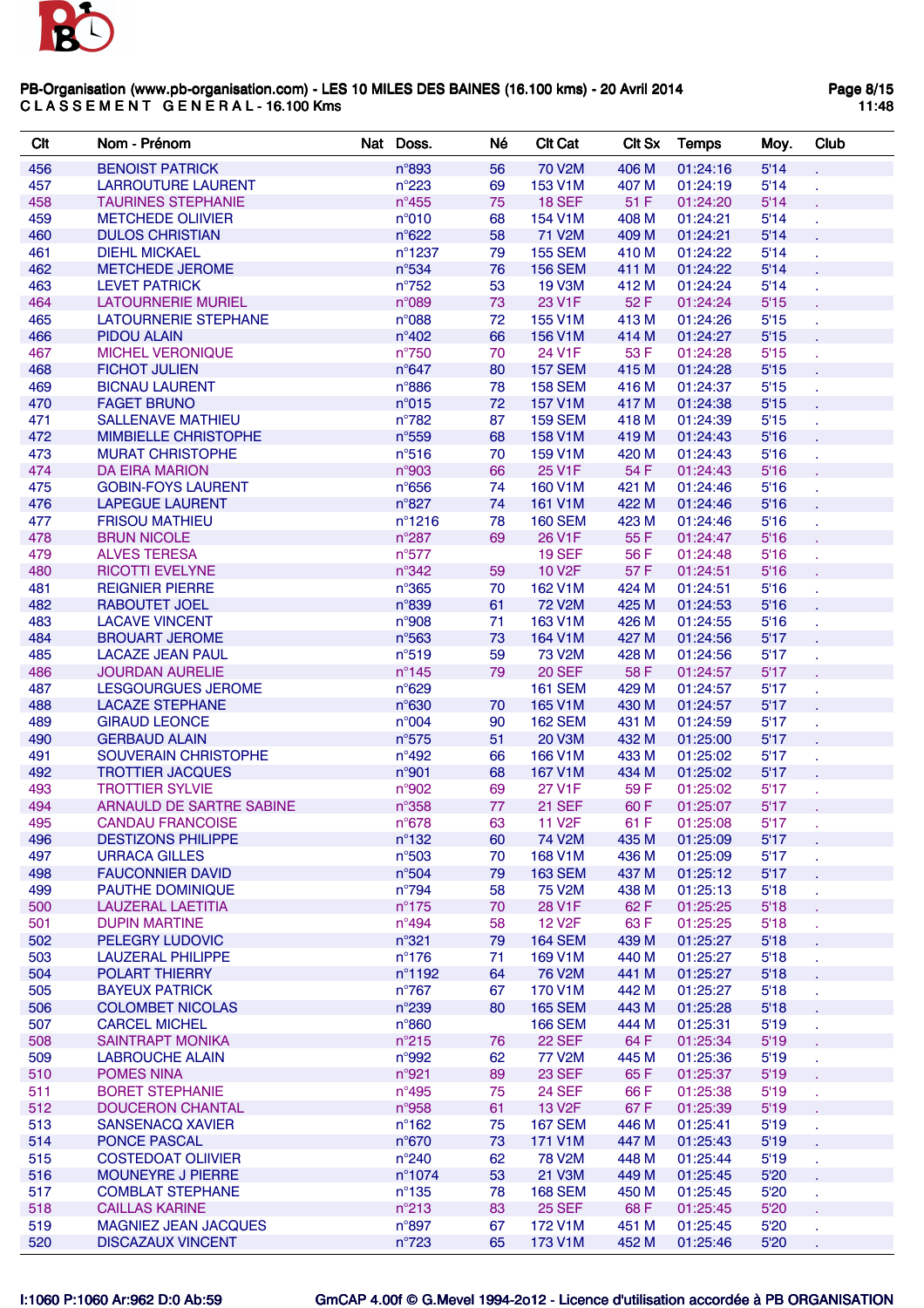PB-Organisation (www.pb-organisation.com) - LES 10 MILES DES BAINES (16.100 kms) - 20 Avril 2014

CLASSEMENT GENERAL - 16.100 Kms

| Clt | Nom - Prénom | Nat | Doss. | Né | Clt Cat | Clt Sx | Temps | Moy. | Club |
|---|---|---|---|---|---|---|---|---|---|
| 456 | BENOIST PATRICK | | n°893 | 56 | 70 V2M | 406 M | 01:24:16 | 5'14 | . |
| 457 | LARROUTURE LAURENT | | n°223 | 69 | 153 V1M | 407 M | 01:24:19 | 5'14 | . |
| 458 | TAURINES STEPHANIE | | n°455 | 75 | 18 SEF | 51 F | 01:24:20 | 5'14 | . |
| 459 | METCHEDE OLIIVIER | | n°010 | 68 | 154 V1M | 408 M | 01:24:21 | 5'14 | . |
| 460 | DULOS CHRISTIAN | | n°622 | 58 | 71 V2M | 409 M | 01:24:21 | 5'14 | . |
| 461 | DIEHL MICKAEL | | n°1237 | 79 | 155 SEM | 410 M | 01:24:22 | 5'14 | . |
| 462 | METCHEDE JEROME | | n°534 | 76 | 156 SEM | 411 M | 01:24:22 | 5'14 | . |
| 463 | LEVET PATRICK | | n°752 | 53 | 19 V3M | 412 M | 01:24:24 | 5'14 | . |
| 464 | LATOURNERIE MURIEL | | n°089 | 73 | 23 V1F | 52 F | 01:24:24 | 5'15 | . |
| 465 | LATOURNERIE STEPHANE | | n°088 | 72 | 155 V1M | 413 M | 01:24:26 | 5'15 | . |
| 466 | PIDOU ALAIN | | n°402 | 66 | 156 V1M | 414 M | 01:24:27 | 5'15 | . |
| 467 | MICHEL VERONIQUE | | n°750 | 70 | 24 V1F | 53 F | 01:24:28 | 5'15 | . |
| 468 | FICHOT JULIEN | | n°647 | 80 | 157 SEM | 415 M | 01:24:28 | 5'15 | . |
| 469 | BICNAU LAURENT | | n°886 | 78 | 158 SEM | 416 M | 01:24:37 | 5'15 | . |
| 470 | FAGET BRUNO | | n°015 | 72 | 157 V1M | 417 M | 01:24:38 | 5'15 | . |
| 471 | SALLENAVE MATHIEU | | n°782 | 87 | 159 SEM | 418 M | 01:24:39 | 5'15 | . |
| 472 | MIMBIELLE CHRISTOPHE | | n°559 | 68 | 158 V1M | 419 M | 01:24:43 | 5'16 | . |
| 473 | MURAT CHRISTOPHE | | n°516 | 70 | 159 V1M | 420 M | 01:24:43 | 5'16 | . |
| 474 | DA EIRA MARION | | n°903 | 66 | 25 V1F | 54 F | 01:24:43 | 5'16 | . |
| 475 | GOBIN-FOYS LAURENT | | n°656 | 74 | 160 V1M | 421 M | 01:24:46 | 5'16 | . |
| 476 | LAPEGUE LAURENT | | n°827 | 74 | 161 V1M | 422 M | 01:24:46 | 5'16 | . |
| 477 | FRISOU MATHIEU | | n°1216 | 78 | 160 SEM | 423 M | 01:24:46 | 5'16 | . |
| 478 | BRUN NICOLE | | n°287 | 69 | 26 V1F | 55 F | 01:24:47 | 5'16 | . |
| 479 | ALVES TERESA | | n°577 | | 19 SEF | 56 F | 01:24:48 | 5'16 | . |
| 480 | RICOTTI EVELYNE | | n°342 | 59 | 10 V2F | 57 F | 01:24:51 | 5'16 | . |
| 481 | REIGNIER PIERRE | | n°365 | 70 | 162 V1M | 424 M | 01:24:51 | 5'16 | . |
| 482 | RABOUTET JOEL | | n°839 | 61 | 72 V2M | 425 M | 01:24:53 | 5'16 | . |
| 483 | LACAVE VINCENT | | n°908 | 71 | 163 V1M | 426 M | 01:24:55 | 5'16 | . |
| 484 | BROUART JEROME | | n°563 | 73 | 164 V1M | 427 M | 01:24:56 | 5'17 | . |
| 485 | LACAZE JEAN PAUL | | n°519 | 59 | 73 V2M | 428 M | 01:24:56 | 5'17 | . |
| 486 | JOURDAN AURELIE | | n°145 | 79 | 20 SEF | 58 F | 01:24:57 | 5'17 | . |
| 487 | LESGOURGUES JEROME | | n°629 | | 161 SEM | 429 M | 01:24:57 | 5'17 | . |
| 488 | LACAZE STEPHANE | | n°630 | 70 | 165 V1M | 430 M | 01:24:57 | 5'17 | . |
| 489 | GIRAUD LEONCE | | n°004 | 90 | 162 SEM | 431 M | 01:24:59 | 5'17 | . |
| 490 | GERBAUD ALAIN | | n°575 | 51 | 20 V3M | 432 M | 01:25:00 | 5'17 | . |
| 491 | SOUVERAIN CHRISTOPHE | | n°492 | 66 | 166 V1M | 433 M | 01:25:02 | 5'17 | . |
| 492 | TROTTIER JACQUES | | n°901 | 68 | 167 V1M | 434 M | 01:25:02 | 5'17 | . |
| 493 | TROTTIER SYLVIE | | n°902 | 69 | 27 V1F | 59 F | 01:25:02 | 5'17 | . |
| 494 | ARNAULD DE SARTRE SABINE | | n°358 | 77 | 21 SEF | 60 F | 01:25:07 | 5'17 | . |
| 495 | CANDAU FRANCOISE | | n°678 | 63 | 11 V2F | 61 F | 01:25:08 | 5'17 | . |
| 496 | DESTIZONS PHILIPPE | | n°132 | 60 | 74 V2M | 435 M | 01:25:09 | 5'17 | . |
| 497 | URRACA GILLES | | n°503 | 70 | 168 V1M | 436 M | 01:25:09 | 5'17 | . |
| 498 | FAUCONNIER DAVID | | n°504 | 79 | 163 SEM | 437 M | 01:25:12 | 5'17 | . |
| 499 | PAUTHE DOMINIQUE | | n°794 | 58 | 75 V2M | 438 M | 01:25:13 | 5'18 | . |
| 500 | LAUZERAL LAETITIA | | n°175 | 70 | 28 V1F | 62 F | 01:25:25 | 5'18 | . |
| 501 | DUPIN MARTINE | | n°494 | 58 | 12 V2F | 63 F | 01:25:25 | 5'18 | . |
| 502 | PELEGRY LUDOVIC | | n°321 | 79 | 164 SEM | 439 M | 01:25:27 | 5'18 | . |
| 503 | LAUZERAL PHILIPPE | | n°176 | 71 | 169 V1M | 440 M | 01:25:27 | 5'18 | . |
| 504 | POLART THIERRY | | n°1192 | 64 | 76 V2M | 441 M | 01:25:27 | 5'18 | . |
| 505 | BAYEUX PATRICK | | n°767 | 67 | 170 V1M | 442 M | 01:25:27 | 5'18 | . |
| 506 | COLOMBET NICOLAS | | n°239 | 80 | 165 SEM | 443 M | 01:25:28 | 5'18 | . |
| 507 | CARCEL MICHEL | | n°860 | | 166 SEM | 444 M | 01:25:31 | 5'19 | . |
| 508 | SAINTRAPT MONIKA | | n°215 | 76 | 22 SEF | 64 F | 01:25:34 | 5'19 | . |
| 509 | LABROUCHE ALAIN | | n°992 | 62 | 77 V2M | 445 M | 01:25:36 | 5'19 | . |
| 510 | POMES NINA | | n°921 | 89 | 23 SEF | 65 F | 01:25:37 | 5'19 | . |
| 511 | BORET STEPHANIE | | n°495 | 75 | 24 SEF | 66 F | 01:25:38 | 5'19 | . |
| 512 | DOUCERON CHANTAL | | n°958 | 61 | 13 V2F | 67 F | 01:25:39 | 5'19 | . |
| 513 | SANSENACQ XAVIER | | n°162 | 75 | 167 SEM | 446 M | 01:25:41 | 5'19 | . |
| 514 | PONCE PASCAL | | n°670 | 73 | 171 V1M | 447 M | 01:25:43 | 5'19 | . |
| 515 | COSTEDOAT OLIIVIER | | n°240 | 62 | 78 V2M | 448 M | 01:25:44 | 5'19 | . |
| 516 | MOUNEYRE J PIERRE | | n°1074 | 53 | 21 V3M | 449 M | 01:25:45 | 5'20 | . |
| 517 | COMBLAT STEPHANE | | n°135 | 78 | 168 SEM | 450 M | 01:25:45 | 5'20 | . |
| 518 | CAILLAS KARINE | | n°213 | 83 | 25 SEF | 68 F | 01:25:45 | 5'20 | . |
| 519 | MAGNIEZ JEAN JACQUES | | n°897 | 67 | 172 V1M | 451 M | 01:25:45 | 5'20 | . |
| 520 | DISCAZAUX VINCENT | | n°723 | 65 | 173 V1M | 452 M | 01:25:46 | 5'20 | . |

I:1060 P:1060 Ar:962 D:0 Ab:59

GmCAP 4.00f © G.Mevel 1994-2o12 - Licence d'utilisation accordée à PB ORGANISATION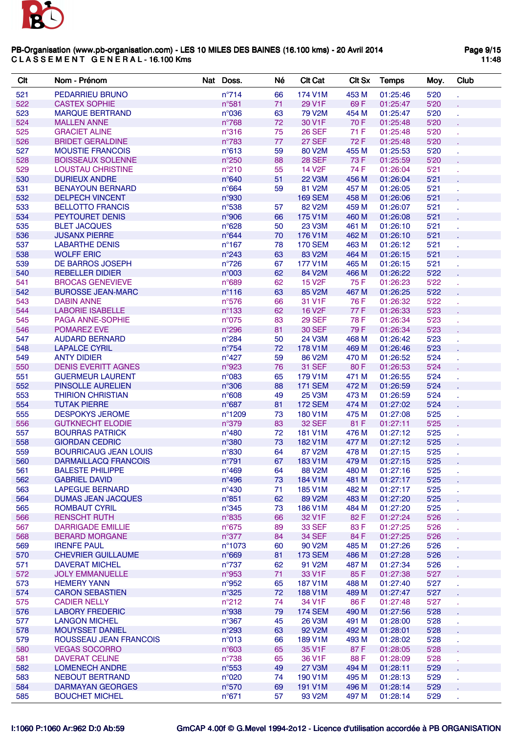PB-Organisation (www.pb-organisation.com) - LES 10 MILES DES BAINES (16.100 kms) - 20 Avril 2014
C L A S S E M E N T   G E N E R A L - 16.100 Kms

| Clt | Nom - Prénom | Nat | Doss. | Né | Clt Cat | Clt Sx | Temps | Moy. | Club |
|---|---|---|---|---|---|---|---|---|---|
| 521 | PEDARRIEU BRUNO | | n°714 | 66 | 174 V1M | 453 M | 01:25:46 | 5'20 | . |
| 522 | CASTEX SOPHIE | | n°581 | 71 | 29 V1F | 69 F | 01:25:47 | 5'20 | . |
| 523 | MARQUE BERTRAND | | n°036 | 63 | 79 V2M | 454 M | 01:25:47 | 5'20 | . |
| 524 | MALLEN ANNE | | n°768 | 72 | 30 V1F | 70 F | 01:25:48 | 5'20 | . |
| 525 | GRACIET ALINE | | n°316 | 75 | 26 SEF | 71 F | 01:25:48 | 5'20 | . |
| 526 | BRIDET GERALDINE | | n°783 | 77 | 27 SEF | 72 F | 01:25:48 | 5'20 | . |
| 527 | MOUSTIE FRANCOIS | | n°613 | 59 | 80 V2M | 455 M | 01:25:53 | 5'20 | . |
| 528 | BOISSEAUX SOLENNE | | n°250 | 88 | 28 SEF | 73 F | 01:25:59 | 5'20 | . |
| 529 | LOUSTAU CHRISTINE | | n°210 | 55 | 14 V2F | 74 F | 01:26:04 | 5'21 | . |
| 530 | DURIEUX ANDRE | | n°640 | 51 | 22 V3M | 456 M | 01:26:04 | 5'21 | . |
| 531 | BENAYOUN BERNARD | | n°664 | 59 | 81 V2M | 457 M | 01:26:05 | 5'21 | . |
| 532 | DELPECH VINCENT | | n°930 | | 169 SEM | 458 M | 01:26:06 | 5'21 | . |
| 533 | BELLOTTO FRANCIS | | n°538 | 57 | 82 V2M | 459 M | 01:26:07 | 5'21 | . |
| 534 | PEYTOURET DENIS | | n°906 | 66 | 175 V1M | 460 M | 01:26:08 | 5'21 | . |
| 535 | BLET JACQUES | | n°628 | 50 | 23 V3M | 461 M | 01:26:10 | 5'21 | . |
| 536 | JUSANX PIERRE | | n°644 | 70 | 176 V1M | 462 M | 01:26:10 | 5'21 | . |
| 537 | LABARTHE DENIS | | n°167 | 78 | 170 SEM | 463 M | 01:26:12 | 5'21 | . |
| 538 | WOLFF ERIC | | n°243 | 63 | 83 V2M | 464 M | 01:26:15 | 5'21 | . |
| 539 | DE BARROS JOSEPH | | n°726 | 67 | 177 V1M | 465 M | 01:26:15 | 5'21 | . |
| 540 | REBELLER DIDIER | | n°003 | 62 | 84 V2M | 466 M | 01:26:22 | 5'22 | . |
| 541 | BROCAS GENEVIEVE | | n°689 | 62 | 15 V2F | 75 F | 01:26:23 | 5'22 | . |
| 542 | BUROSSE JEAN-MARC | | n°116 | 63 | 85 V2M | 467 M | 01:26:25 | 5'22 | . |
| 543 | DABIN ANNE | | n°576 | 66 | 31 V1F | 76 F | 01:26:32 | 5'22 | . |
| 544 | LABORIE ISABELLE | | n°133 | 62 | 16 V2F | 77 F | 01:26:33 | 5'23 | . |
| 545 | PAGA ANNE-SOPHIE | | n°075 | 83 | 29 SEF | 78 F | 01:26:34 | 5'23 | . |
| 546 | POMAREZ EVE | | n°296 | 81 | 30 SEF | 79 F | 01:26:34 | 5'23 | . |
| 547 | AUDARD BERNARD | | n°284 | 50 | 24 V3M | 468 M | 01:26:42 | 5'23 | . |
| 548 | LAPALCE CYRIL | | n°754 | 72 | 178 V1M | 469 M | 01:26:46 | 5'23 | . |
| 549 | ANTY DIDIER | | n°427 | 59 | 86 V2M | 470 M | 01:26:52 | 5'24 | . |
| 550 | DENIS EVERITT AGNES | | n°923 | 76 | 31 SEF | 80 F | 01:26:53 | 5'24 | . |
| 551 | GUERMEUR LAURENT | | n°083 | 65 | 179 V1M | 471 M | 01:26:55 | 5'24 | . |
| 552 | PINSOLLE AURELIEN | | n°306 | 88 | 171 SEM | 472 M | 01:26:59 | 5'24 | . |
| 553 | THIRION CHRISTIAN | | n°608 | 49 | 25 V3M | 473 M | 01:26:59 | 5'24 | . |
| 554 | TUTAK PIERRE | | n°687 | 81 | 172 SEM | 474 M | 01:27:02 | 5'24 | . |
| 555 | DESPOKYS JEROME | | n°1209 | 73 | 180 V1M | 475 M | 01:27:08 | 5'25 | . |
| 556 | GUTKNECHT ELODIE | | n°379 | 83 | 32 SEF | 81 F | 01:27:11 | 5'25 | . |
| 557 | BOURRAS PATRICK | | n°480 | 72 | 181 V1M | 476 M | 01:27:12 | 5'25 | . |
| 558 | GIORDAN CEDRIC | | n°380 | 73 | 182 V1M | 477 M | 01:27:12 | 5'25 | . |
| 559 | BOURRICAUG JEAN LOUIS | | n°830 | 64 | 87 V2M | 478 M | 01:27:15 | 5'25 | . |
| 560 | DARMAILLACQ FRANCOIS | | n°791 | 67 | 183 V1M | 479 M | 01:27:15 | 5'25 | . |
| 561 | BALESTE PHILIPPE | | n°469 | 64 | 88 V2M | 480 M | 01:27:16 | 5'25 | . |
| 562 | GABRIEL DAVID | | n°496 | 73 | 184 V1M | 481 M | 01:27:17 | 5'25 | . |
| 563 | LAPEGUE BERNARD | | n°430 | 71 | 185 V1M | 482 M | 01:27:17 | 5'25 | . |
| 564 | DUMAS JEAN JACQUES | | n°851 | 62 | 89 V2M | 483 M | 01:27:20 | 5'25 | . |
| 565 | ROMBAUT CYRIL | | n°345 | 73 | 186 V1M | 484 M | 01:27:20 | 5'25 | . |
| 566 | RENSCHT RUTH | | n°835 | 66 | 32 V1F | 82 F | 01:27:24 | 5'26 | . |
| 567 | DARRIGADE EMILLIE | | n°675 | 89 | 33 SEF | 83 F | 01:27:25 | 5'26 | . |
| 568 | BERARD MORGANE | | n°377 | 84 | 34 SEF | 84 F | 01:27:25 | 5'26 | . |
| 569 | IRENFE PAUL | | n°1073 | 60 | 90 V2M | 485 M | 01:27:26 | 5'26 | . |
| 570 | CHEVRIER GUILLAUME | | n°669 | 81 | 173 SEM | 486 M | 01:27:28 | 5'26 | . |
| 571 | DAVERAT MICHEL | | n°737 | 62 | 91 V2M | 487 M | 01:27:34 | 5'26 | . |
| 572 | JOLY EMMANUELLE | | n°953 | 71 | 33 V1F | 85 F | 01:27:38 | 5'27 | . |
| 573 | HEMERY YANN | | n°952 | 65 | 187 V1M | 488 M | 01:27:40 | 5'27 | . |
| 574 | CARON SEBASTIEN | | n°325 | 72 | 188 V1M | 489 M | 01:27:47 | 5'27 | . |
| 575 | CADIER NELLY | | n°212 | 74 | 34 V1F | 86 F | 01:27:48 | 5'27 | . |
| 576 | LABORY FREDERIC | | n°938 | 79 | 174 SEM | 490 M | 01:27:56 | 5'28 | . |
| 577 | LANGON MICHEL | | n°367 | 45 | 26 V3M | 491 M | 01:28:00 | 5'28 | . |
| 578 | MOUYSSET DANIEL | | n°293 | 63 | 92 V2M | 492 M | 01:28:01 | 5'28 | . |
| 579 | ROUSSEAU JEAN FRANCOIS | | n°013 | 66 | 189 V1M | 493 M | 01:28:02 | 5'28 | . |
| 580 | VEGAS SOCORRO | | n°603 | 65 | 35 V1F | 87 F | 01:28:05 | 5'28 | . |
| 581 | DAVERAT CELINE | | n°738 | 65 | 36 V1F | 88 F | 01:28:09 | 5'28 | . |
| 582 | LOMENECH ANDRE | | n°553 | 49 | 27 V3M | 494 M | 01:28:11 | 5'29 | . |
| 583 | NEBOUT BERTRAND | | n°020 | 74 | 190 V1M | 495 M | 01:28:13 | 5'29 | . |
| 584 | DARMAYAN GEORGES | | n°570 | 69 | 191 V1M | 496 M | 01:28:14 | 5'29 | . |
| 585 | BOUCHET MICHEL | | n°671 | 57 | 93 V2M | 497 M | 01:28:14 | 5'29 | . |

I:1060 P:1060 Ar:962 D:0 Ab:59

GmCAP 4.00f © G.Mevel 1994-2o12 - Licence d'utilisation accordée à PB ORGANISATION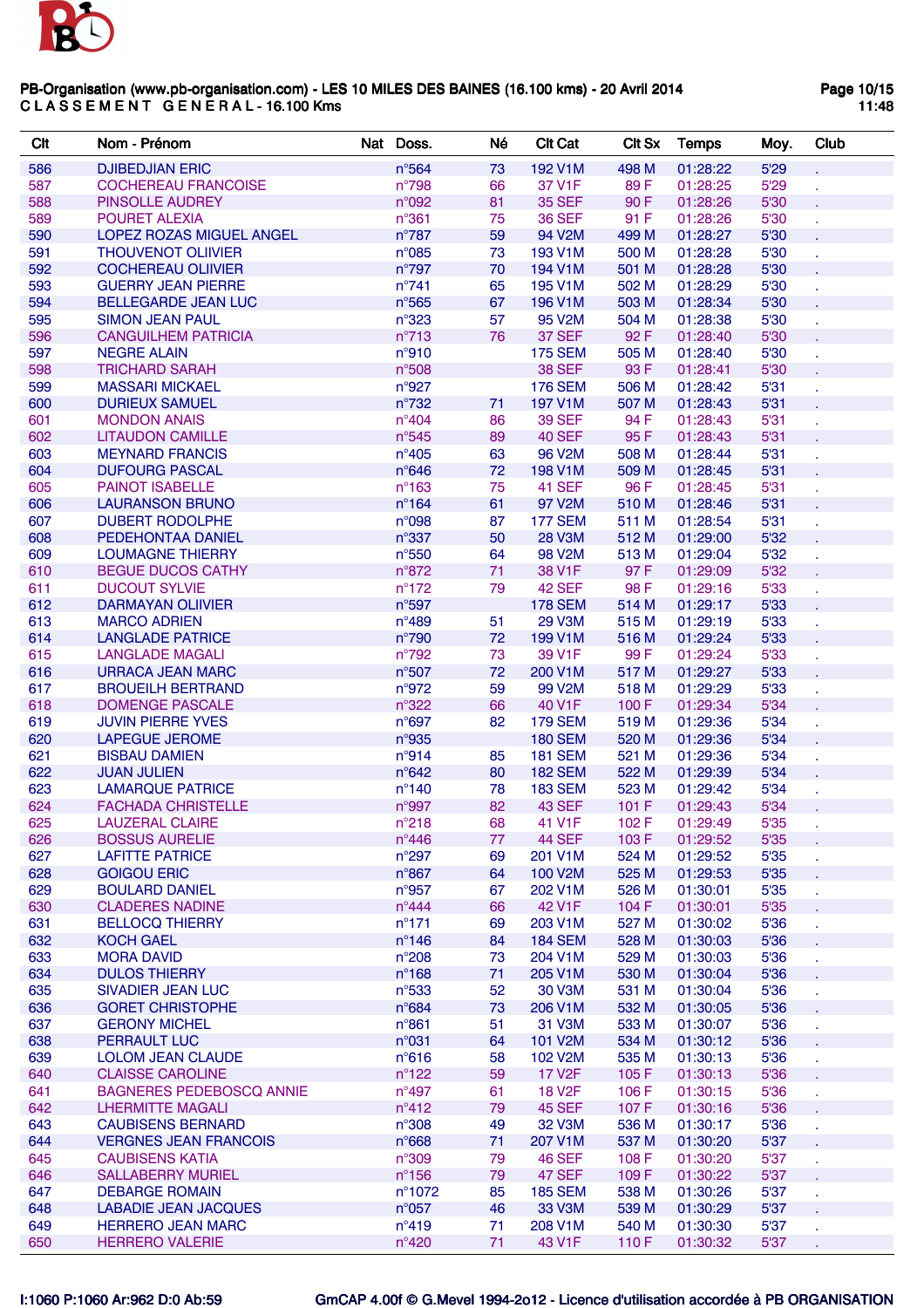PB-Organisation (www.pb-organisation.com) - LES 10 MILES DES BAINES (16.100 kms) - 20 Avril 2014

C L A S S E M E N T   G E N E R A L - 16.100 Kms

| Clt | Nom - Prénom | Nat | Doss. | Né | Clt Cat | Clt Sx | Temps | Moy. | Club |
|---|---|---|---|---|---|---|---|---|---|
| 586 | DJIBEDJIAN ERIC | | n°564 | 73 | 192 V1M | 498 M | 01:28:22 | 5'29 | . |
| 587 | COCHEREAU FRANCOISE | | n°798 | 66 | 37 V1F | 89 F | 01:28:25 | 5'29 | . |
| 588 | PINSOLLE AUDREY | | n°092 | 81 | 35 SEF | 90 F | 01:28:26 | 5'30 | . |
| 589 | POURET ALEXIA | | n°361 | 75 | 36 SEF | 91 F | 01:28:26 | 5'30 | . |
| 590 | LOPEZ ROZAS MIGUEL ANGEL | | n°787 | 59 | 94 V2M | 499 M | 01:28:27 | 5'30 | . |
| 591 | THOUVENOT OLIIVIER | | n°085 | 73 | 193 V1M | 500 M | 01:28:28 | 5'30 | . |
| 592 | COCHEREAU OLIIVIER | | n°797 | 70 | 194 V1M | 501 M | 01:28:28 | 5'30 | . |
| 593 | GUERRY JEAN PIERRE | | n°741 | 65 | 195 V1M | 502 M | 01:28:29 | 5'30 | . |
| 594 | BELLEGARDE JEAN LUC | | n°565 | 67 | 196 V1M | 503 M | 01:28:34 | 5'30 | . |
| 595 | SIMON JEAN PAUL | | n°323 | 57 | 95 V2M | 504 M | 01:28:38 | 5'30 | . |
| 596 | CANGUILHEM PATRICIA | | n°713 | 76 | 37 SEF | 92 F | 01:28:40 | 5'30 | . |
| 597 | NEGRE ALAIN | | n°910 | | 175 SEM | 505 M | 01:28:40 | 5'30 | . |
| 598 | TRICHARD SARAH | | n°508 | | 38 SEF | 93 F | 01:28:41 | 5'30 | . |
| 599 | MASSARI MICKAEL | | n°927 | | 176 SEM | 506 M | 01:28:42 | 5'31 | . |
| 600 | DURIEUX SAMUEL | | n°732 | 71 | 197 V1M | 507 M | 01:28:43 | 5'31 | . |
| 601 | MONDON ANAIS | | n°404 | 86 | 39 SEF | 94 F | 01:28:43 | 5'31 | . |
| 602 | LITAUDON CAMILLE | | n°545 | 89 | 40 SEF | 95 F | 01:28:43 | 5'31 | . |
| 603 | MEYNARD FRANCIS | | n°405 | 63 | 96 V2M | 508 M | 01:28:44 | 5'31 | . |
| 604 | DUFOURG PASCAL | | n°646 | 72 | 198 V1M | 509 M | 01:28:45 | 5'31 | . |
| 605 | PAINOT ISABELLE | | n°163 | 75 | 41 SEF | 96 F | 01:28:45 | 5'31 | . |
| 606 | LAURANSON BRUNO | | n°164 | 61 | 97 V2M | 510 M | 01:28:46 | 5'31 | . |
| 607 | DUBERT RODOLPHE | | n°098 | 87 | 177 SEM | 511 M | 01:28:54 | 5'31 | . |
| 608 | PEDEHONTAA DANIEL | | n°337 | 50 | 28 V3M | 512 M | 01:29:00 | 5'32 | . |
| 609 | LOUMAGNE THIERRY | | n°550 | 64 | 98 V2M | 513 M | 01:29:04 | 5'32 | . |
| 610 | BEGUE DUCOS CATHY | | n°872 | 71 | 38 V1F | 97 F | 01:29:09 | 5'32 | . |
| 611 | DUCOUT SYLVIE | | n°172 | 79 | 42 SEF | 98 F | 01:29:16 | 5'33 | . |
| 612 | DARMAYAN OLIIVIER | | n°597 | | 178 SEM | 514 M | 01:29:17 | 5'33 | . |
| 613 | MARCO ADRIEN | | n°489 | 51 | 29 V3M | 515 M | 01:29:19 | 5'33 | . |
| 614 | LANGLADE PATRICE | | n°790 | 72 | 199 V1M | 516 M | 01:29:24 | 5'33 | . |
| 615 | LANGLADE MAGALI | | n°792 | 73 | 39 V1F | 99 F | 01:29:24 | 5'33 | . |
| 616 | URRACA JEAN MARC | | n°507 | 72 | 200 V1M | 517 M | 01:29:27 | 5'33 | . |
| 617 | BROUEILH BERTRAND | | n°972 | 59 | 99 V2M | 518 M | 01:29:29 | 5'33 | . |
| 618 | DOMENGE PASCALE | | n°322 | 66 | 40 V1F | 100 F | 01:29:34 | 5'34 | . |
| 619 | JUVIN PIERRE YVES | | n°697 | 82 | 179 SEM | 519 M | 01:29:36 | 5'34 | . |
| 620 | LAPEGUE JEROME | | n°935 | | 180 SEM | 520 M | 01:29:36 | 5'34 | . |
| 621 | BISBAU DAMIEN | | n°914 | 85 | 181 SEM | 521 M | 01:29:36 | 5'34 | . |
| 622 | JUAN JULIEN | | n°642 | 80 | 182 SEM | 522 M | 01:29:39 | 5'34 | . |
| 623 | LAMARQUE PATRICE | | n°140 | 78 | 183 SEM | 523 M | 01:29:42 | 5'34 | . |
| 624 | FACHADA CHRISTELLE | | n°997 | 82 | 43 SEF | 101 F | 01:29:43 | 5'34 | . |
| 625 | LAUZERAL CLAIRE | | n°218 | 68 | 41 V1F | 102 F | 01:29:49 | 5'35 | . |
| 626 | BOSSUS AURELIE | | n°446 | 77 | 44 SEF | 103 F | 01:29:52 | 5'35 | . |
| 627 | LAFITTE PATRICE | | n°297 | 69 | 201 V1M | 524 M | 01:29:52 | 5'35 | . |
| 628 | GOIGOU ERIC | | n°867 | 64 | 100 V2M | 525 M | 01:29:53 | 5'35 | . |
| 629 | BOULARD DANIEL | | n°957 | 67 | 202 V1M | 526 M | 01:30:01 | 5'35 | . |
| 630 | CLADERES NADINE | | n°444 | 66 | 42 V1F | 104 F | 01:30:01 | 5'35 | . |
| 631 | BELLOCQ THIERRY | | n°171 | 69 | 203 V1M | 527 M | 01:30:02 | 5'36 | . |
| 632 | KOCH GAEL | | n°146 | 84 | 184 SEM | 528 M | 01:30:03 | 5'36 | . |
| 633 | MORA DAVID | | n°208 | 73 | 204 V1M | 529 M | 01:30:03 | 5'36 | . |
| 634 | DULOS THIERRY | | n°168 | 71 | 205 V1M | 530 M | 01:30:04 | 5'36 | . |
| 635 | SIVADIER JEAN LUC | | n°533 | 52 | 30 V3M | 531 M | 01:30:04 | 5'36 | . |
| 636 | GORET CHRISTOPHE | | n°684 | 73 | 206 V1M | 532 M | 01:30:05 | 5'36 | . |
| 637 | GERONY MICHEL | | n°861 | 51 | 31 V3M | 533 M | 01:30:07 | 5'36 | . |
| 638 | PERRAULT LUC | | n°031 | 64 | 101 V2M | 534 M | 01:30:12 | 5'36 | . |
| 639 | LOLOM JEAN CLAUDE | | n°616 | 58 | 102 V2M | 535 M | 01:30:13 | 5'36 | . |
| 640 | CLAISSE CAROLINE | | n°122 | 59 | 17 V2F | 105 F | 01:30:13 | 5'36 | . |
| 641 | BAGNERES PEDEBOSCQ ANNIE | | n°497 | 61 | 18 V2F | 106 F | 01:30:15 | 5'36 | . |
| 642 | LHERMITTE MAGALI | | n°412 | 79 | 45 SEF | 107 F | 01:30:16 | 5'36 | . |
| 643 | CAUBISENS BERNARD | | n°308 | 49 | 32 V3M | 536 M | 01:30:17 | 5'36 | . |
| 644 | VERGNES JEAN FRANCOIS | | n°668 | 71 | 207 V1M | 537 M | 01:30:20 | 5'37 | . |
| 645 | CAUBISENS KATIA | | n°309 | 79 | 46 SEF | 108 F | 01:30:20 | 5'37 | . |
| 646 | SALLABERRY MURIEL | | n°156 | 79 | 47 SEF | 109 F | 01:30:22 | 5'37 | . |
| 647 | DEBARGE ROMAIN | | n°1072 | 85 | 185 SEM | 538 M | 01:30:26 | 5'37 | . |
| 648 | LABADIE JEAN JACQUES | | n°057 | 46 | 33 V3M | 539 M | 01:30:29 | 5'37 | . |
| 649 | HERRERO JEAN MARC | | n°419 | 71 | 208 V1M | 540 M | 01:30:30 | 5'37 | . |
| 650 | HERRERO VALERIE | | n°420 | 71 | 43 V1F | 110 F | 01:30:32 | 5'37 | . |

I:1060 P:1060 Ar:962 D:0 Ab:59

GmCAP 4.00f © G.Mevel 1994-2o12 - Licence d'utilisation accordée à PB ORGANISATION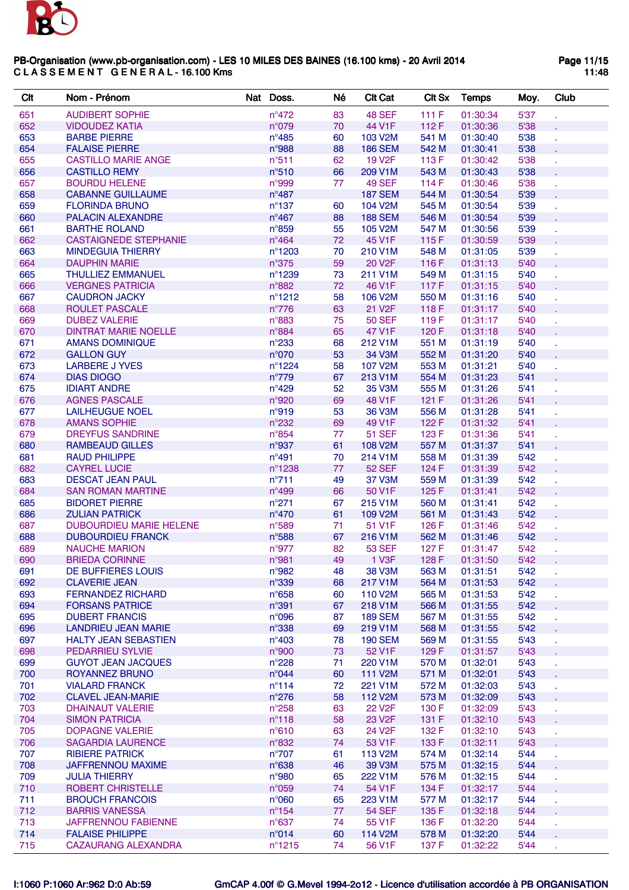PB-Organisation (www.pb-organisation.com) - LES 10 MILES DES BAINES (16.100 kms) - 20 Avril 2014

C L A S S E M E N T   G E N E R A L - 16.100 Kms

| Clt | Nom - Prénom | Nat | Doss. | Né | Clt Cat | Clt Sx | Temps | Moy. | Club |
|---|---|---|---|---|---|---|---|---|---|
| 651 | AUDIBERT SOPHIE | | n°472 | 83 | 48 SEF | 111 F | 01:30:34 | 5'37 | . |
| 652 | VIDOUDEZ KATIA | | n°079 | 70 | 44 V1F | 112 F | 01:30:36 | 5'38 | . |
| 653 | BARBE PIERRE | | n°485 | 60 | 103 V2M | 541 M | 01:30:40 | 5'38 | . |
| 654 | FALAISE PIERRE | | n°988 | 88 | 186 SEM | 542 M | 01:30:41 | 5'38 | . |
| 655 | CASTILLO MARIE ANGE | | n°511 | 62 | 19 V2F | 113 F | 01:30:42 | 5'38 | . |
| 656 | CASTILLO REMY | | n°510 | 66 | 209 V1M | 543 M | 01:30:43 | 5'38 | . |
| 657 | BOURDU HELENE | | n°999 | 77 | 49 SEF | 114 F | 01:30:46 | 5'38 | . |
| 658 | CABANNE GUILLAUME | | n°487 | | 187 SEM | 544 M | 01:30:54 | 5'39 | . |
| 659 | FLORINDA BRUNO | | n°137 | 60 | 104 V2M | 545 M | 01:30:54 | 5'39 | . |
| 660 | PALACIN ALEXANDRE | | n°467 | 88 | 188 SEM | 546 M | 01:30:54 | 5'39 | . |
| 661 | BARTHE ROLAND | | n°859 | 55 | 105 V2M | 547 M | 01:30:56 | 5'39 | . |
| 662 | CASTAIGNEDE STEPHANIE | | n°464 | 72 | 45 V1F | 115 F | 01:30:59 | 5'39 | . |
| 663 | MINDEGUIA THIERRY | | n°1203 | 70 | 210 V1M | 548 M | 01:31:05 | 5'39 | . |
| 664 | DAUPHIN MARIE | | n°375 | 59 | 20 V2F | 116 F | 01:31:13 | 5'40 | . |
| 665 | THULLIEZ EMMANUEL | | n°1239 | 73 | 211 V1M | 549 M | 01:31:15 | 5'40 | . |
| 666 | VERGNES PATRICIA | | n°882 | 72 | 46 V1F | 117 F | 01:31:15 | 5'40 | . |
| 667 | CAUDRON JACKY | | n°1212 | 58 | 106 V2M | 550 M | 01:31:16 | 5'40 | . |
| 668 | ROULET PASCALE | | n°776 | 63 | 21 V2F | 118 F | 01:31:17 | 5'40 | . |
| 669 | DUBEZ VALERIE | | n°883 | 75 | 50 SEF | 119 F | 01:31:17 | 5'40 | . |
| 670 | DINTRAT MARIE NOELLE | | n°884 | 65 | 47 V1F | 120 F | 01:31:18 | 5'40 | . |
| 671 | AMANS DOMINIQUE | | n°233 | 68 | 212 V1M | 551 M | 01:31:19 | 5'40 | . |
| 672 | GALLON GUY | | n°070 | 53 | 34 V3M | 552 M | 01:31:20 | 5'40 | . |
| 673 | LARBERE J YVES | | n°1224 | 58 | 107 V2M | 553 M | 01:31:21 | 5'40 | . |
| 674 | DIAS DIOGO | | n°779 | 67 | 213 V1M | 554 M | 01:31:23 | 5'41 | . |
| 675 | IDIART ANDRE | | n°429 | 52 | 35 V3M | 555 M | 01:31:26 | 5'41 | . |
| 676 | AGNES PASCALE | | n°920 | 69 | 48 V1F | 121 F | 01:31:26 | 5'41 | . |
| 677 | LAILHEUGUE NOEL | | n°919 | 53 | 36 V3M | 556 M | 01:31:28 | 5'41 | . |
| 678 | AMANS SOPHIE | | n°232 | 69 | 49 V1F | 122 F | 01:31:32 | 5'41 | . |
| 679 | DREYFUS SANDRINE | | n°854 | 77 | 51 SEF | 123 F | 01:31:36 | 5'41 | . |
| 680 | RAMBEAUD GILLES | | n°937 | 61 | 108 V2M | 557 M | 01:31:37 | 5'41 | . |
| 681 | RAUD PHILIPPE | | n°491 | 70 | 214 V1M | 558 M | 01:31:39 | 5'42 | . |
| 682 | CAYREL LUCIE | | n°1238 | 77 | 52 SEF | 124 F | 01:31:39 | 5'42 | . |
| 683 | DESCAT JEAN PAUL | | n°711 | 49 | 37 V3M | 559 M | 01:31:39 | 5'42 | . |
| 684 | SAN ROMAN MARTINE | | n°499 | 66 | 50 V1F | 125 F | 01:31:41 | 5'42 | . |
| 685 | BIDORET PIERRE | | n°271 | 67 | 215 V1M | 560 M | 01:31:41 | 5'42 | . |
| 686 | ZULIAN PATRICK | | n°470 | 61 | 109 V2M | 561 M | 01:31:43 | 5'42 | . |
| 687 | DUBOURDIEU MARIE HELENE | | n°589 | 71 | 51 V1F | 126 F | 01:31:46 | 5'42 | . |
| 688 | DUBOURDIEU FRANCK | | n°588 | 67 | 216 V1M | 562 M | 01:31:46 | 5'42 | . |
| 689 | NAUCHE MARION | | n°977 | 82 | 53 SEF | 127 F | 01:31:47 | 5'42 | . |
| 690 | BRIEDA CORINNE | | n°981 | 49 | 1 V3F | 128 F | 01:31:50 | 5'42 | . |
| 691 | DE BUFFIERES LOUIS | | n°982 | 48 | 38 V3M | 563 M | 01:31:51 | 5'42 | . |
| 692 | CLAVERIE JEAN | | n°339 | 68 | 217 V1M | 564 M | 01:31:53 | 5'42 | . |
| 693 | FERNANDEZ RICHARD | | n°658 | 60 | 110 V2M | 565 M | 01:31:53 | 5'42 | . |
| 694 | FORSANS PATRICE | | n°391 | 67 | 218 V1M | 566 M | 01:31:55 | 5'42 | . |
| 695 | DUBERT FRANCIS | | n°096 | 87 | 189 SEM | 567 M | 01:31:55 | 5'42 | . |
| 696 | LANDRIEU JEAN MARIE | | n°338 | 69 | 219 V1M | 568 M | 01:31:55 | 5'42 | . |
| 697 | HALTY JEAN SEBASTIEN | | n°403 | 78 | 190 SEM | 569 M | 01:31:55 | 5'43 | . |
| 698 | PEDARRIEU SYLVIE | | n°900 | 73 | 52 V1F | 129 F | 01:31:57 | 5'43 | . |
| 699 | GUYOT JEAN JACQUES | | n°228 | 71 | 220 V1M | 570 M | 01:32:01 | 5'43 | . |
| 700 | ROYANNEZ BRUNO | | n°044 | 60 | 111 V2M | 571 M | 01:32:01 | 5'43 | . |
| 701 | VIALARD FRANCK | | n°114 | 72 | 221 V1M | 572 M | 01:32:03 | 5'43 | . |
| 702 | CLAVEL JEAN-MARIE | | n°276 | 58 | 112 V2M | 573 M | 01:32:09 | 5'43 | . |
| 703 | DHAINAUT VALERIE | | n°258 | 63 | 22 V2F | 130 F | 01:32:09 | 5'43 | . |
| 704 | SIMON PATRICIA | | n°118 | 58 | 23 V2F | 131 F | 01:32:10 | 5'43 | . |
| 705 | DOPAGNE VALERIE | | n°610 | 63 | 24 V2F | 132 F | 01:32:10 | 5'43 | . |
| 706 | SAGARDIA LAURENCE | | n°832 | 74 | 53 V1F | 133 F | 01:32:11 | 5'43 | . |
| 707 | RIBIERE PATRICK | | n°707 | 61 | 113 V2M | 574 M | 01:32:14 | 5'44 | . |
| 708 | JAFFRENNOU MAXIME | | n°638 | 46 | 39 V3M | 575 M | 01:32:15 | 5'44 | . |
| 709 | JULIA THIERRY | | n°980 | 65 | 222 V1M | 576 M | 01:32:15 | 5'44 | . |
| 710 | ROBERT CHRISTELLE | | n°059 | 74 | 54 V1F | 134 F | 01:32:17 | 5'44 | . |
| 711 | BROUCH FRANCOIS | | n°060 | 65 | 223 V1M | 577 M | 01:32:17 | 5'44 | . |
| 712 | BARRIS VANESSA | | n°154 | 77 | 54 SEF | 135 F | 01:32:18 | 5'44 | . |
| 713 | JAFFRENNOU FABIENNE | | n°637 | 74 | 55 V1F | 136 F | 01:32:20 | 5'44 | . |
| 714 | FALAISE PHILIPPE | | n°014 | 60 | 114 V2M | 578 M | 01:32:20 | 5'44 | . |
| 715 | CAZAURANG ALEXANDRA | | n°1215 | 74 | 56 V1F | 137 F | 01:32:22 | 5'44 | . |

I:1060 P:1060 Ar:962 D:0 Ab:59

GmCAP 4.00f © G.Mevel 1994-2o12 - Licence d'utilisation accordée à PB ORGANISATION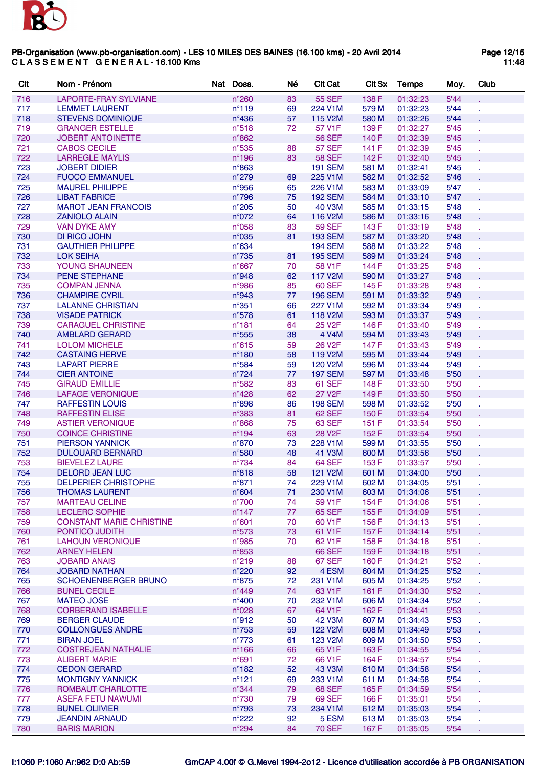PB-Organisation (www.pb-organisation.com) - LES 10 MILES DES BAINES (16.100 kms) - 20 Avril 2014

C L A S S E M E N T   G E N E R A L - 16.100 Kms

| Clt | Nom - Prénom | Nat | Doss. | Né | Clt Cat | Clt Sx | Temps | Moy. | Club |
|---|---|---|---|---|---|---|---|---|---|
| 716 | LAPORTE-FRAY SYLVIANE | | n°260 | 83 | 55 SEF | 138 F | 01:32:23 | 5'44 | . |
| 717 | LEMMET LAURENT | | n°119 | 69 | 224 V1M | 579 M | 01:32:23 | 5'44 | . |
| 718 | STEVENS DOMINIQUE | | n°436 | 57 | 115 V2M | 580 M | 01:32:26 | 5'44 | . |
| 719 | GRANGER ESTELLE | | n°518 | 72 | 57 V1F | 139 F | 01:32:27 | 5'45 | . |
| 720 | JOBERT ANTOINETTE | | n°862 | | 56 SEF | 140 F | 01:32:39 | 5'45 | . |
| 721 | CABOS CECILE | | n°535 | 88 | 57 SEF | 141 F | 01:32:39 | 5'45 | . |
| 722 | LARREGLE MAYLIS | | n°196 | 83 | 58 SEF | 142 F | 01:32:40 | 5'45 | . |
| 723 | JOBERT DIDIER | | n°863 | | 191 SEM | 581 M | 01:32:41 | 5'45 | . |
| 724 | FUOCO EMMANUEL | | n°279 | 69 | 225 V1M | 582 M | 01:32:52 | 5'46 | . |
| 725 | MAUREL PHILIPPE | | n°956 | 65 | 226 V1M | 583 M | 01:33:09 | 5'47 | . |
| 726 | LIBAT FABRICE | | n°796 | 75 | 192 SEM | 584 M | 01:33:10 | 5'47 | . |
| 727 | MAROT JEAN FRANCOIS | | n°205 | 50 | 40 V3M | 585 M | 01:33:15 | 5'48 | . |
| 728 | ZANIOLO ALAIN | | n°072 | 64 | 116 V2M | 586 M | 01:33:16 | 5'48 | . |
| 729 | VAN DYKE AMY | | n°058 | 83 | 59 SEF | 143 F | 01:33:19 | 5'48 | . |
| 730 | DI RICO JOHN | | n°035 | 81 | 193 SEM | 587 M | 01:33:20 | 5'48 | . |
| 731 | GAUTHIER PHILIPPE | | n°634 | | 194 SEM | 588 M | 01:33:22 | 5'48 | . |
| 732 | LOK SEIHA | | n°735 | 81 | 195 SEM | 589 M | 01:33:24 | 5'48 | . |
| 733 | YOUNG SHAUNEEN | | n°667 | 70 | 58 V1F | 144 F | 01:33:25 | 5'48 | . |
| 734 | PENE STEPHANE | | n°948 | 62 | 117 V2M | 590 M | 01:33:27 | 5'48 | . |
| 735 | COMPAN JENNA | | n°986 | 85 | 60 SEF | 145 F | 01:33:28 | 5'48 | . |
| 736 | CHAMPIRE CYRIL | | n°943 | 77 | 196 SEM | 591 M | 01:33:32 | 5'49 | . |
| 737 | LALANNE CHRISTIAN | | n°351 | 66 | 227 V1M | 592 M | 01:33:34 | 5'49 | . |
| 738 | VISADE PATRICK | | n°578 | 61 | 118 V2M | 593 M | 01:33:37 | 5'49 | . |
| 739 | CARAGUEL CHRISTINE | | n°181 | 64 | 25 V2F | 146 F | 01:33:40 | 5'49 | . |
| 740 | AMBLARD GERARD | | n°555 | 38 | 4 V4M | 594 M | 01:33:43 | 5'49 | . |
| 741 | LOLOM MICHELE | | n°615 | 59 | 26 V2F | 147 F | 01:33:43 | 5'49 | . |
| 742 | CASTAING HERVE | | n°180 | 58 | 119 V2M | 595 M | 01:33:44 | 5'49 | . |
| 743 | LAPART PIERRE | | n°584 | 59 | 120 V2M | 596 M | 01:33:44 | 5'49 | . |
| 744 | CIER ANTOINE | | n°724 | 77 | 197 SEM | 597 M | 01:33:48 | 5'50 | . |
| 745 | GIRAUD EMILLIE | | n°582 | 83 | 61 SEF | 148 F | 01:33:50 | 5'50 | . |
| 746 | LAFAGE VERONIQUE | | n°428 | 62 | 27 V2F | 149 F | 01:33:50 | 5'50 | . |
| 747 | RAFFESTIN LOUIS | | n°898 | 86 | 198 SEM | 598 M | 01:33:52 | 5'50 | . |
| 748 | RAFFESTIN ELISE | | n°383 | 81 | 62 SEF | 150 F | 01:33:54 | 5'50 | . |
| 749 | ASTIER VERONIQUE | | n°868 | 75 | 63 SEF | 151 F | 01:33:54 | 5'50 | . |
| 750 | COINCE CHRISTINE | | n°194 | 63 | 28 V2F | 152 F | 01:33:54 | 5'50 | . |
| 751 | PIERSON YANNICK | | n°870 | 73 | 228 V1M | 599 M | 01:33:55 | 5'50 | . |
| 752 | DULOUARD BERNARD | | n°580 | 48 | 41 V3M | 600 M | 01:33:56 | 5'50 | . |
| 753 | BIEVELEZ LAURE | | n°734 | 84 | 64 SEF | 153 F | 01:33:57 | 5'50 | . |
| 754 | DELORD JEAN LUC | | n°818 | 58 | 121 V2M | 601 M | 01:34:00 | 5'50 | . |
| 755 | DELPERIER CHRISTOPHE | | n°871 | 74 | 229 V1M | 602 M | 01:34:05 | 5'51 | . |
| 756 | THOMAS LAURENT | | n°604 | 71 | 230 V1M | 603 M | 01:34:06 | 5'51 | . |
| 757 | MARTEAU CELINE | | n°700 | 74 | 59 V1F | 154 F | 01:34:06 | 5'51 | . |
| 758 | LECLERC SOPHIE | | n°147 | 77 | 65 SEF | 155 F | 01:34:09 | 5'51 | . |
| 759 | CONSTANT MARIE CHRISTINE | | n°601 | 70 | 60 V1F | 156 F | 01:34:13 | 5'51 | . |
| 760 | PONTICO JUDITH | | n°573 | 73 | 61 V1F | 157 F | 01:34:14 | 5'51 | . |
| 761 | LAHOUN VERONIQUE | | n°985 | 70 | 62 V1F | 158 F | 01:34:18 | 5'51 | . |
| 762 | ARNEY HELEN | | n°853 | | 66 SEF | 159 F | 01:34:18 | 5'51 | . |
| 763 | JOBARD ANAIS | | n°219 | 88 | 67 SEF | 160 F | 01:34:21 | 5'52 | . |
| 764 | JOBARD NATHAN | | n°220 | 92 | 4 ESM | 604 M | 01:34:25 | 5'52 | . |
| 765 | SCHOENENBERGER BRUNO | | n°875 | 72 | 231 V1M | 605 M | 01:34:25 | 5'52 | . |
| 766 | BUNEL CECILE | | n°449 | 74 | 63 V1F | 161 F | 01:34:30 | 5'52 | . |
| 767 | MATEO JOSE | | n°400 | 70 | 232 V1M | 606 M | 01:34:34 | 5'52 | . |
| 768 | CORBERAND ISABELLE | | n°028 | 67 | 64 V1F | 162 F | 01:34:41 | 5'53 | . |
| 769 | BERGER CLAUDE | | n°912 | 50 | 42 V3M | 607 M | 01:34:43 | 5'53 | . |
| 770 | COLLONGUES ANDRE | | n°753 | 59 | 122 V2M | 608 M | 01:34:49 | 5'53 | . |
| 771 | BIRAN JOEL | | n°773 | 61 | 123 V2M | 609 M | 01:34:50 | 5'53 | . |
| 772 | COSTREJEAN NATHALIE | | n°166 | 66 | 65 V1F | 163 F | 01:34:55 | 5'54 | . |
| 773 | ALIBERT MARIE | | n°691 | 72 | 66 V1F | 164 F | 01:34:57 | 5'54 | . |
| 774 | CEDON GERARD | | n°182 | 52 | 43 V3M | 610 M | 01:34:58 | 5'54 | . |
| 775 | MONTIGNY YANNICK | | n°121 | 69 | 233 V1M | 611 M | 01:34:58 | 5'54 | . |
| 776 | ROMBAUT CHARLOTTE | | n°344 | 79 | 68 SEF | 165 F | 01:34:59 | 5'54 | . |
| 777 | ASEFA FETU NAWUMI | | n°730 | 79 | 69 SEF | 166 F | 01:35:01 | 5'54 | . |
| 778 | BUNEL OLIIVIER | | n°793 | 73 | 234 V1M | 612 M | 01:35:03 | 5'54 | . |
| 779 | JEANDIN ARNAUD | | n°222 | 92 | 5 ESM | 613 M | 01:35:03 | 5'54 | . |
| 780 | BARIS MARION | | n°294 | 84 | 70 SEF | 167 F | 01:35:05 | 5'54 | . |

I:1060 P:1060 Ar:962 D:0 Ab:59

GmCAP 4.00f © G.Mevel 1994-2o12 - Licence d'utilisation accordée à PB ORGANISATION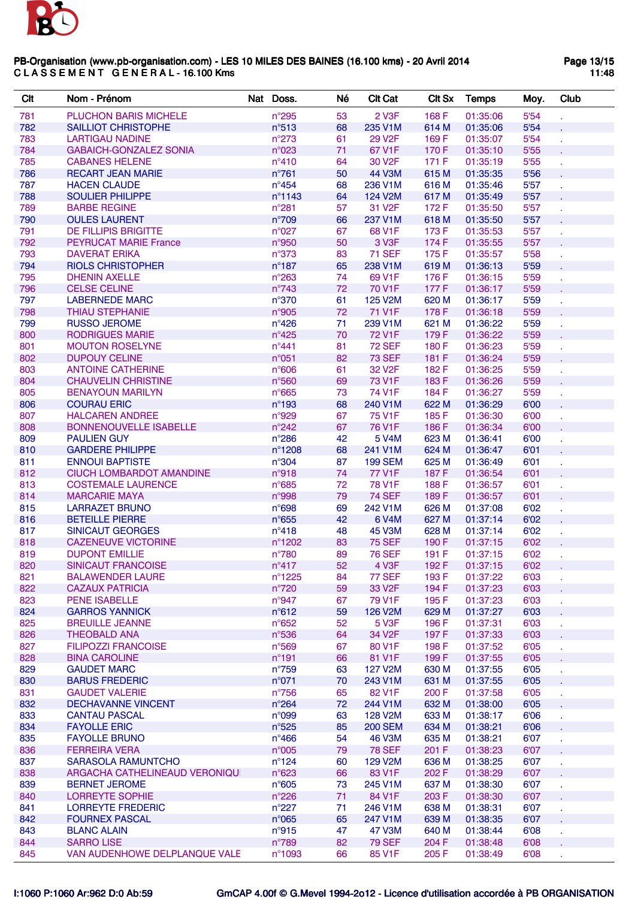PB-Organisation (www.pb-organisation.com) - LES 10 MILES DES BAINES (16.100 kms) - 20 Avril 2014
CLASSEMENT GENERAL - 16.100 Kms

| Clt | Nom - Prénom | Nat | Doss. | Né | Clt Cat | Clt Sx | Temps | Moy. | Club |
|---|---|---|---|---|---|---|---|---|---|
| 781 | PLUCHON BARIS MICHELE | | n°295 | 53 | 2 V3F | 168 F | 01:35:06 | 5'54 | . |
| 782 | SAILLIOT CHRISTOPHE | | n°513 | 68 | 235 V1M | 614 M | 01:35:06 | 5'54 | . |
| 783 | LARTIGAU NADINE | | n°273 | 61 | 29 V2F | 169 F | 01:35:07 | 5'54 | . |
| 784 | GABAICH-GONZALEZ SONIA | | n°023 | 71 | 67 V1F | 170 F | 01:35:10 | 5'55 | . |
| 785 | CABANES HELENE | | n°410 | 64 | 30 V2F | 171 F | 01:35:19 | 5'55 | . |
| 786 | RECART JEAN MARIE | | n°761 | 50 | 44 V3M | 615 M | 01:35:35 | 5'56 | . |
| 787 | HACEN CLAUDE | | n°454 | 68 | 236 V1M | 616 M | 01:35:46 | 5'57 | . |
| 788 | SOULIER PHILIPPE | | n°1143 | 64 | 124 V2M | 617 M | 01:35:49 | 5'57 | . |
| 789 | BARBE REGINE | | n°281 | 57 | 31 V2F | 172 F | 01:35:50 | 5'57 | . |
| 790 | OULES LAURENT | | n°709 | 66 | 237 V1M | 618 M | 01:35:50 | 5'57 | . |
| 791 | DE FILLIPIS BRIGITTE | | n°027 | 67 | 68 V1F | 173 F | 01:35:53 | 5'57 | . |
| 792 | PEYRUCAT MARIE France | | n°950 | 50 | 3 V3F | 174 F | 01:35:55 | 5'57 | . |
| 793 | DAVERAT ERIKA | | n°373 | 83 | 71 SEF | 175 F | 01:35:57 | 5'58 | . |
| 794 | RIOLS CHRISTOPHER | | n°187 | 65 | 238 V1M | 619 M | 01:36:13 | 5'59 | . |
| 795 | DHENIN AXELLE | | n°263 | 74 | 69 V1F | 176 F | 01:36:15 | 5'59 | . |
| 796 | CELSE CELINE | | n°743 | 72 | 70 V1F | 177 F | 01:36:17 | 5'59 | . |
| 797 | LABERNEDE MARC | | n°370 | 61 | 125 V2M | 620 M | 01:36:17 | 5'59 | . |
| 798 | THIAU STEPHANIE | | n°905 | 72 | 71 V1F | 178 F | 01:36:18 | 5'59 | . |
| 799 | RUSSO JEROME | | n°426 | 71 | 239 V1M | 621 M | 01:36:22 | 5'59 | . |
| 800 | RODRIGUES MARIE | | n°425 | 70 | 72 V1F | 179 F | 01:36:22 | 5'59 | . |
| 801 | MOUTON ROSELYNE | | n°441 | 81 | 72 SEF | 180 F | 01:36:23 | 5'59 | . |
| 802 | DUPOUY CELINE | | n°051 | 82 | 73 SEF | 181 F | 01:36:24 | 5'59 | . |
| 803 | ANTOINE CATHERINE | | n°606 | 61 | 32 V2F | 182 F | 01:36:25 | 5'59 | . |
| 804 | CHAUVELIN CHRISTINE | | n°560 | 69 | 73 V1F | 183 F | 01:36:26 | 5'59 | . |
| 805 | BENAYOUN MARILYN | | n°665 | 73 | 74 V1F | 184 F | 01:36:27 | 5'59 | . |
| 806 | COURAU ERIC | | n°193 | 68 | 240 V1M | 622 M | 01:36:29 | 6'00 | . |
| 807 | HALCAREN ANDREE | | n°929 | 67 | 75 V1F | 185 F | 01:36:30 | 6'00 | . |
| 808 | BONNENOUVELLE ISABELLE | | n°242 | 67 | 76 V1F | 186 F | 01:36:34 | 6'00 | . |
| 809 | PAULIEN GUY | | n°286 | 42 | 5 V4M | 623 M | 01:36:41 | 6'00 | . |
| 810 | GARDERE PHILIPPE | | n°1208 | 68 | 241 V1M | 624 M | 01:36:47 | 6'01 | . |
| 811 | ENNOUI BAPTISTE | | n°304 | 87 | 199 SEM | 625 M | 01:36:49 | 6'01 | . |
| 812 | CIUCH LOMBARDOT AMANDINE | | n°918 | 74 | 77 V1F | 187 F | 01:36:54 | 6'01 | . |
| 813 | COSTEMALE LAURENCE | | n°685 | 72 | 78 V1F | 188 F | 01:36:57 | 6'01 | . |
| 814 | MARCARIE MAYA | | n°998 | 79 | 74 SEF | 189 F | 01:36:57 | 6'01 | . |
| 815 | LARRAZET BRUNO | | n°698 | 69 | 242 V1M | 626 M | 01:37:08 | 6'02 | . |
| 816 | BETEILLE PIERRE | | n°655 | 42 | 6 V4M | 627 M | 01:37:14 | 6'02 | . |
| 817 | SINICAUT GEORGES | | n°418 | 48 | 45 V3M | 628 M | 01:37:14 | 6'02 | . |
| 818 | CAZENEUVE VICTORINE | | n°1202 | 83 | 75 SEF | 190 F | 01:37:15 | 6'02 | . |
| 819 | DUPONT EMILLIE | | n°780 | 89 | 76 SEF | 191 F | 01:37:15 | 6'02 | . |
| 820 | SINICAUT FRANCOISE | | n°417 | 52 | 4 V3F | 192 F | 01:37:15 | 6'02 | . |
| 821 | BALAWENDER LAURE | | n°1225 | 84 | 77 SEF | 193 F | 01:37:22 | 6'03 | . |
| 822 | CAZAUX PATRICIA | | n°720 | 59 | 33 V2F | 194 F | 01:37:23 | 6'03 | . |
| 823 | PENE ISABELLE | | n°947 | 67 | 79 V1F | 195 F | 01:37:23 | 6'03 | . |
| 824 | GARROS YANNICK | | n°612 | 59 | 126 V2M | 629 M | 01:37:27 | 6'03 | . |
| 825 | BREUILLE JEANNE | | n°652 | 52 | 5 V3F | 196 F | 01:37:31 | 6'03 | . |
| 826 | THEOBALD ANA | | n°536 | 64 | 34 V2F | 197 F | 01:37:33 | 6'03 | . |
| 827 | FILIPOZZI FRANCOISE | | n°569 | 67 | 80 V1F | 198 F | 01:37:52 | 6'05 | . |
| 828 | BINA CAROLINE | | n°191 | 66 | 81 V1F | 199 F | 01:37:55 | 6'05 | . |
| 829 | GAUDET MARC | | n°759 | 63 | 127 V2M | 630 M | 01:37:55 | 6'05 | . |
| 830 | BARUS FREDERIC | | n°071 | 70 | 243 V1M | 631 M | 01:37:55 | 6'05 | . |
| 831 | GAUDET VALERIE | | n°756 | 65 | 82 V1F | 200 F | 01:37:58 | 6'05 | . |
| 832 | DECHAVANNE VINCENT | | n°264 | 72 | 244 V1M | 632 M | 01:38:00 | 6'05 | . |
| 833 | CANTAU PASCAL | | n°099 | 63 | 128 V2M | 633 M | 01:38:17 | 6'06 | . |
| 834 | FAYOLLE ERIC | | n°525 | 85 | 200 SEM | 634 M | 01:38:21 | 6'06 | . |
| 835 | FAYOLLE BRUNO | | n°466 | 54 | 46 V3M | 635 M | 01:38:21 | 6'07 | . |
| 836 | FERREIRA VERA | | n°005 | 79 | 78 SEF | 201 F | 01:38:23 | 6'07 | . |
| 837 | SARASOLA RAMUNTCHO | | n°124 | 60 | 129 V2M | 636 M | 01:38:25 | 6'07 | . |
| 838 | ARGACHA CATHELINEAUD VERONIQU | | n°623 | 66 | 83 V1F | 202 F | 01:38:29 | 6'07 | . |
| 839 | BERNET JEROME | | n°605 | 73 | 245 V1M | 637 M | 01:38:30 | 6'07 | . |
| 840 | LORREYTE SOPHIE | | n°226 | 71 | 84 V1F | 203 F | 01:38:30 | 6'07 | . |
| 841 | LORREYTE FREDERIC | | n°227 | 71 | 246 V1M | 638 M | 01:38:31 | 6'07 | . |
| 842 | FOURNEX PASCAL | | n°065 | 65 | 247 V1M | 639 M | 01:38:35 | 6'07 | . |
| 843 | BLANC ALAIN | | n°915 | 47 | 47 V3M | 640 M | 01:38:44 | 6'08 | . |
| 844 | SARRO LISE | | n°789 | 82 | 79 SEF | 204 F | 01:38:48 | 6'08 | . |
| 845 | VAN AUDENHOWE DELPLANQUE VALE | | n°1093 | 66 | 85 V1F | 205 F | 01:38:49 | 6'08 | . |

I:1060 P:1060 Ar:962 D:0 Ab:59

GmCAP 4.00f © G.Mevel 1994-2o12 - Licence d'utilisation accordée à PB ORGANISATION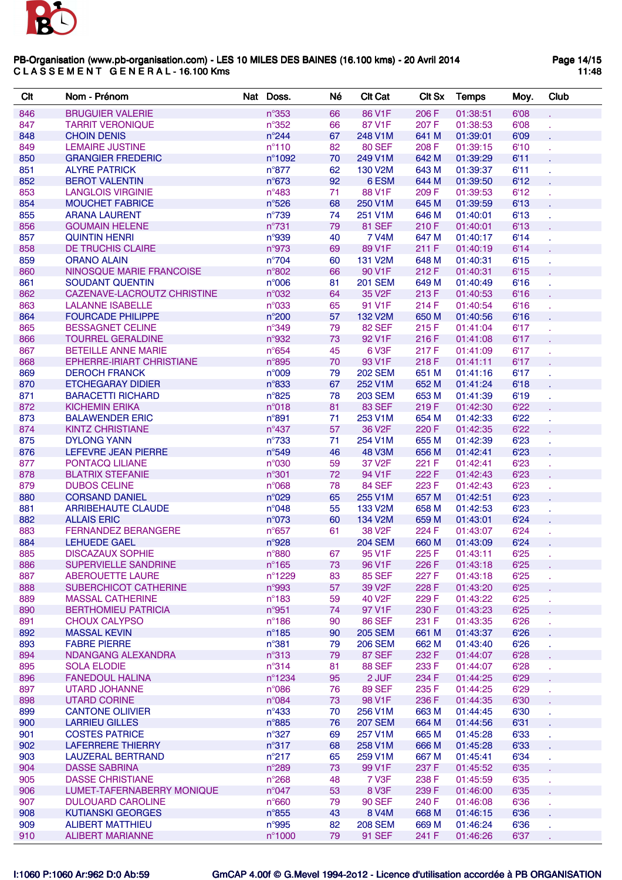PB-Organisation (www.pb-organisation.com) - LES 10 MILES DES BAINES (16.100 kms) - 20 Avril 2014
C L A S S E M E N T   G E N E R A L - 16.100 Kms

| Clt | Nom - Prénom | Nat | Doss. | Né | Clt Cat | Clt Sx | Temps | Moy. | Club |
|---|---|---|---|---|---|---|---|---|---|
| 846 | BRUGUIER VALERIE | | n°353 | 66 | 86 V1F | 206 F | 01:38:51 | 6'08 | . |
| 847 | TARRIT VERONIQUE | | n°352 | 66 | 87 V1F | 207 F | 01:38:53 | 6'08 | . |
| 848 | CHOIN DENIS | | n°244 | 67 | 248 V1M | 641 M | 01:39:01 | 6'09 | . |
| 849 | LEMAIRE JUSTINE | | n°110 | 82 | 80 SEF | 208 F | 01:39:15 | 6'10 | . |
| 850 | GRANGIER FREDERIC | | n°1092 | 70 | 249 V1M | 642 M | 01:39:29 | 6'11 | . |
| 851 | ALYRE PATRICK | | n°877 | 62 | 130 V2M | 643 M | 01:39:37 | 6'11 | . |
| 852 | BEROT VALENTIN | | n°673 | 92 | 6 ESM | 644 M | 01:39:50 | 6'12 | . |
| 853 | LANGLOIS VIRGINIE | | n°483 | 71 | 88 V1F | 209 F | 01:39:53 | 6'12 | . |
| 854 | MOUCHET FABRICE | | n°526 | 68 | 250 V1M | 645 M | 01:39:59 | 6'13 | . |
| 855 | ARANA LAURENT | | n°739 | 74 | 251 V1M | 646 M | 01:40:01 | 6'13 | . |
| 856 | GOUMAIN HELENE | | n°731 | 79 | 81 SEF | 210 F | 01:40:01 | 6'13 | . |
| 857 | QUINTIN HENRI | | n°939 | 40 | 7 V4M | 647 M | 01:40:17 | 6'14 | . |
| 858 | DE TRUCHIS CLAIRE | | n°973 | 69 | 89 V1F | 211 F | 01:40:19 | 6'14 | . |
| 859 | ORANO ALAIN | | n°704 | 60 | 131 V2M | 648 M | 01:40:31 | 6'15 | . |
| 860 | NINOSQUE MARIE FRANCOISE | | n°802 | 66 | 90 V1F | 212 F | 01:40:31 | 6'15 | . |
| 861 | SOUDANT QUENTIN | | n°006 | 81 | 201 SEM | 649 M | 01:40:49 | 6'16 | . |
| 862 | CAZENAVE-LACROUTZ CHRISTINE | | n°032 | 64 | 35 V2F | 213 F | 01:40:53 | 6'16 | . |
| 863 | LALANNE ISABELLE | | n°033 | 65 | 91 V1F | 214 F | 01:40:54 | 6'16 | . |
| 864 | FOURCADE PHILIPPE | | n°200 | 57 | 132 V2M | 650 M | 01:40:56 | 6'16 | . |
| 865 | BESSAGNET CELINE | | n°349 | 79 | 82 SEF | 215 F | 01:41:04 | 6'17 | . |
| 866 | TOURREL GERALDINE | | n°932 | 73 | 92 V1F | 216 F | 01:41:08 | 6'17 | . |
| 867 | BETEILLE ANNE MARIE | | n°654 | 45 | 6 V3F | 217 F | 01:41:09 | 6'17 | . |
| 868 | EPHERRE-IRIART CHRISTIANE | | n°895 | 70 | 93 V1F | 218 F | 01:41:11 | 6'17 | . |
| 869 | DEROCH FRANCK | | n°009 | 79 | 202 SEM | 651 M | 01:41:16 | 6'17 | . |
| 870 | ETCHEGARAY DIDIER | | n°833 | 67 | 252 V1M | 652 M | 01:41:24 | 6'18 | . |
| 871 | BARACETTI RICHARD | | n°825 | 78 | 203 SEM | 653 M | 01:41:39 | 6'19 | . |
| 872 | KICHEMIN ERIKA | | n°018 | 81 | 83 SEF | 219 F | 01:42:30 | 6'22 | . |
| 873 | BALAWENDER ERIC | | n°891 | 71 | 253 V1M | 654 M | 01:42:33 | 6'22 | . |
| 874 | KINTZ CHRISTIANE | | n°437 | 57 | 36 V2F | 220 F | 01:42:35 | 6'22 | . |
| 875 | DYLONG YANN | | n°733 | 71 | 254 V1M | 655 M | 01:42:39 | 6'23 | . |
| 876 | LEFEVRE JEAN PIERRE | | n°549 | 46 | 48 V3M | 656 M | 01:42:41 | 6'23 | . |
| 877 | PONTACQ LILIANE | | n°030 | 59 | 37 V2F | 221 F | 01:42:41 | 6'23 | . |
| 878 | BLATRIX STEFANIE | | n°301 | 72 | 94 V1F | 222 F | 01:42:43 | 6'23 | . |
| 879 | DUBOS CELINE | | n°068 | 78 | 84 SEF | 223 F | 01:42:43 | 6'23 | . |
| 880 | CORSAND DANIEL | | n°029 | 65 | 255 V1M | 657 M | 01:42:51 | 6'23 | . |
| 881 | ARRIBEHAUTE CLAUDE | | n°048 | 55 | 133 V2M | 658 M | 01:42:53 | 6'23 | . |
| 882 | ALLAIS ERIC | | n°073 | 60 | 134 V2M | 659 M | 01:43:01 | 6'24 | . |
| 883 | FERNANDEZ BERANGERE | | n°657 | 61 | 38 V2F | 224 F | 01:43:07 | 6'24 | . |
| 884 | LEHUEDE GAEL | | n°928 | | 204 SEM | 660 M | 01:43:09 | 6'24 | . |
| 885 | DISCAZAUX SOPHIE | | n°880 | 67 | 95 V1F | 225 F | 01:43:11 | 6'25 | . |
| 886 | SUPERVIELLE SANDRINE | | n°165 | 73 | 96 V1F | 226 F | 01:43:18 | 6'25 | . |
| 887 | ABEROUETTE LAURE | | n°1229 | 83 | 85 SEF | 227 F | 01:43:18 | 6'25 | . |
| 888 | SUBERCHICOT CATHERINE | | n°993 | 57 | 39 V2F | 228 F | 01:43:20 | 6'25 | . |
| 889 | MASSAL CATHERINE | | n°183 | 59 | 40 V2F | 229 F | 01:43:22 | 6'25 | . |
| 890 | BERTHOMIEU PATRICIA | | n°951 | 74 | 97 V1F | 230 F | 01:43:23 | 6'25 | . |
| 891 | CHOUX CALYPSO | | n°186 | 90 | 86 SEF | 231 F | 01:43:35 | 6'26 | . |
| 892 | MASSAL KEVIN | | n°185 | 90 | 205 SEM | 661 M | 01:43:37 | 6'26 | . |
| 893 | FABRE PIERRE | | n°381 | 79 | 206 SEM | 662 M | 01:43:40 | 6'26 | . |
| 894 | NDANGANG ALEXANDRA | | n°313 | 79 | 87 SEF | 232 F | 01:44:07 | 6'28 | . |
| 895 | SOLA ELODIE | | n°314 | 81 | 88 SEF | 233 F | 01:44:07 | 6'28 | . |
| 896 | FANEDOUL HALINA | | n°1234 | 95 | 2 JUF | 234 F | 01:44:25 | 6'29 | . |
| 897 | UTARD JOHANNE | | n°086 | 76 | 89 SEF | 235 F | 01:44:25 | 6'29 | . |
| 898 | UTARD CORINE | | n°084 | 73 | 98 V1F | 236 F | 01:44:35 | 6'30 | . |
| 899 | CANTONE OLIIVIER | | n°433 | 70 | 256 V1M | 663 M | 01:44:45 | 6'30 | . |
| 900 | LARRIEU GILLES | | n°885 | 76 | 207 SEM | 664 M | 01:44:56 | 6'31 | . |
| 901 | COSTES PATRICE | | n°327 | 69 | 257 V1M | 665 M | 01:45:28 | 6'33 | . |
| 902 | LAFERRERE THIERRY | | n°317 | 68 | 258 V1M | 666 M | 01:45:28 | 6'33 | . |
| 903 | LAUZERAL BERTRAND | | n°217 | 65 | 259 V1M | 667 M | 01:45:41 | 6'34 | . |
| 904 | DASSE SABRINA | | n°289 | 73 | 99 V1F | 237 F | 01:45:52 | 6'35 | . |
| 905 | DASSE CHRISTIANE | | n°268 | 48 | 7 V3F | 238 F | 01:45:59 | 6'35 | . |
| 906 | LUMET-TAFERNABERRY MONIQUE | | n°047 | 53 | 8 V3F | 239 F | 01:46:00 | 6'35 | . |
| 907 | DULOUARD CAROLINE | | n°660 | 79 | 90 SEF | 240 F | 01:46:08 | 6'36 | . |
| 908 | KUTIANSKI GEORGES | | n°855 | 43 | 8 V4M | 668 M | 01:46:15 | 6'36 | . |
| 909 | ALIBERT MATTHIEU | | n°995 | 82 | 208 SEM | 669 M | 01:46:24 | 6'36 | . |
| 910 | ALIBERT MARIANNE | | n°1000 | 79 | 91 SEF | 241 F | 01:46:26 | 6'37 | . |

I:1060 P:1060 Ar:962 D:0 Ab:59

GmCAP 4.00f © G.Mevel 1994-2o12 - Licence d'utilisation accordée à PB ORGANISATION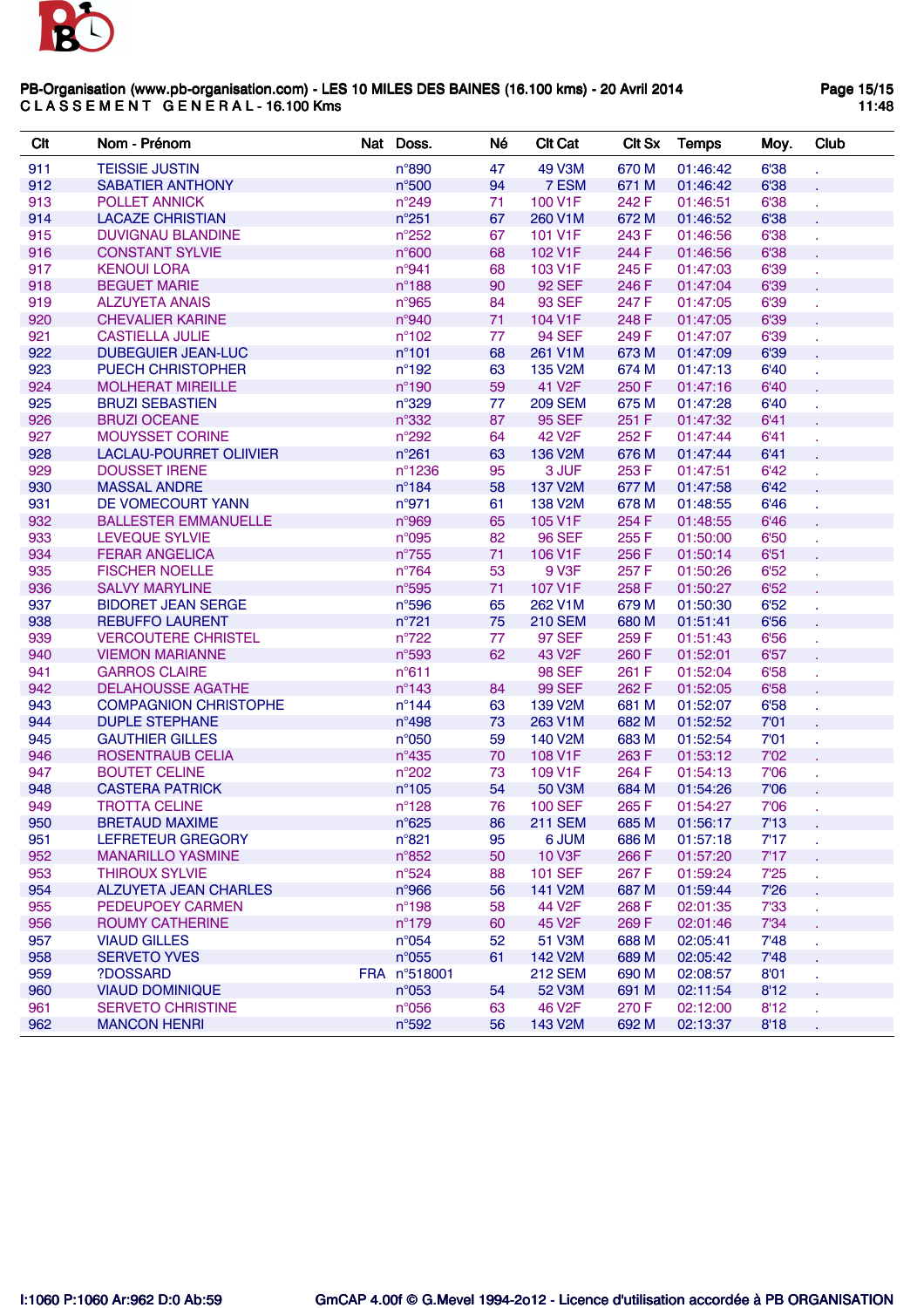PB-Organisation (www.pb-organisation.com) - LES 10 MILES DES BAINES (16.100 kms) - 20 Avril 2014

CLASSEMENT GENERAL - 16.100 Kms

| Clt | Nom - Prénom | Nat | Doss. | Né | Clt Cat | Clt Sx | Temps | Moy. | Club |
|---|---|---|---|---|---|---|---|---|---|
| 911 | TEISSIE JUSTIN | | n°890 | 47 | 49 V3M | 670 M | 01:46:42 | 6'38 | . |
| 912 | SABATIER ANTHONY | | n°500 | 94 | 7 ESM | 671 M | 01:46:42 | 6'38 | . |
| 913 | POLLET ANNICK | | n°249 | 71 | 100 V1F | 242 F | 01:46:51 | 6'38 | . |
| 914 | LACAZE CHRISTIAN | | n°251 | 67 | 260 V1M | 672 M | 01:46:52 | 6'38 | . |
| 915 | DUVIGNAU BLANDINE | | n°252 | 67 | 101 V1F | 243 F | 01:46:56 | 6'38 | . |
| 916 | CONSTANT SYLVIE | | n°600 | 68 | 102 V1F | 244 F | 01:46:56 | 6'38 | . |
| 917 | KENOUI LORA | | n°941 | 68 | 103 V1F | 245 F | 01:47:03 | 6'39 | . |
| 918 | BEGUET MARIE | | n°188 | 90 | 92 SEF | 246 F | 01:47:04 | 6'39 | . |
| 919 | ALZUYETA ANAIS | | n°965 | 84 | 93 SEF | 247 F | 01:47:05 | 6'39 | . |
| 920 | CHEVALIER KARINE | | n°940 | 71 | 104 V1F | 248 F | 01:47:05 | 6'39 | . |
| 921 | CASTIELLA JULIE | | n°102 | 77 | 94 SEF | 249 F | 01:47:07 | 6'39 | . |
| 922 | DUBEGUIER JEAN-LUC | | n°101 | 68 | 261 V1M | 673 M | 01:47:09 | 6'39 | . |
| 923 | PUECH CHRISTOPHER | | n°192 | 63 | 135 V2M | 674 M | 01:47:13 | 6'40 | . |
| 924 | MOLHERAT MIREILLE | | n°190 | 59 | 41 V2F | 250 F | 01:47:16 | 6'40 | . |
| 925 | BRUZI SEBASTIEN | | n°329 | 77 | 209 SEM | 675 M | 01:47:28 | 6'40 | . |
| 926 | BRUZI OCEANE | | n°332 | 87 | 95 SEF | 251 F | 01:47:32 | 6'41 | . |
| 927 | MOUYSSET CORINE | | n°292 | 64 | 42 V2F | 252 F | 01:47:44 | 6'41 | . |
| 928 | LACLAU-POURRET OLIIVIER | | n°261 | 63 | 136 V2M | 676 M | 01:47:44 | 6'41 | . |
| 929 | DOUSSET IRENE | | n°1236 | 95 | 3 JUF | 253 F | 01:47:51 | 6'42 | . |
| 930 | MASSAL ANDRE | | n°184 | 58 | 137 V2M | 677 M | 01:47:58 | 6'42 | . |
| 931 | DE VOMECOURT YANN | | n°971 | 61 | 138 V2M | 678 M | 01:48:55 | 6'46 | . |
| 932 | BALLESTER EMMANUELLE | | n°969 | 65 | 105 V1F | 254 F | 01:48:55 | 6'46 | . |
| 933 | LEVEQUE SYLVIE | | n°095 | 82 | 96 SEF | 255 F | 01:50:00 | 6'50 | . |
| 934 | FERAR ANGELICA | | n°755 | 71 | 106 V1F | 256 F | 01:50:14 | 6'51 | . |
| 935 | FISCHER NOELLE | | n°764 | 53 | 9 V3F | 257 F | 01:50:26 | 6'52 | . |
| 936 | SALVY MARYLINE | | n°595 | 71 | 107 V1F | 258 F | 01:50:27 | 6'52 | . |
| 937 | BIDORET JEAN SERGE | | n°596 | 65 | 262 V1M | 679 M | 01:50:30 | 6'52 | . |
| 938 | REBUFFO LAURENT | | n°721 | 75 | 210 SEM | 680 M | 01:51:41 | 6'56 | . |
| 939 | VERCOUTERE CHRISTEL | | n°722 | 77 | 97 SEF | 259 F | 01:51:43 | 6'56 | . |
| 940 | VIEMON MARIANNE | | n°593 | 62 | 43 V2F | 260 F | 01:52:01 | 6'57 | . |
| 941 | GARROS CLAIRE | | n°611 | | 98 SEF | 261 F | 01:52:04 | 6'58 | . |
| 942 | DELAHOUSSE AGATHE | | n°143 | 84 | 99 SEF | 262 F | 01:52:05 | 6'58 | . |
| 943 | COMPAGNION CHRISTOPHE | | n°144 | 63 | 139 V2M | 681 M | 01:52:07 | 6'58 | . |
| 944 | DUPLE STEPHANE | | n°498 | 73 | 263 V1M | 682 M | 01:52:52 | 7'01 | . |
| 945 | GAUTHIER GILLES | | n°050 | 59 | 140 V2M | 683 M | 01:52:54 | 7'01 | . |
| 946 | ROSENTRAUB CELIA | | n°435 | 70 | 108 V1F | 263 F | 01:53:12 | 7'02 | . |
| 947 | BOUTET CELINE | | n°202 | 73 | 109 V1F | 264 F | 01:54:13 | 7'06 | . |
| 948 | CASTERA PATRICK | | n°105 | 54 | 50 V3M | 684 M | 01:54:26 | 7'06 | . |
| 949 | TROTTA CELINE | | n°128 | 76 | 100 SEF | 265 F | 01:54:27 | 7'06 | . |
| 950 | BRETAUD MAXIME | | n°625 | 86 | 211 SEM | 685 M | 01:56:17 | 7'13 | . |
| 951 | LEFRETEUR GREGORY | | n°821 | 95 | 6 JUM | 686 M | 01:57:18 | 7'17 | . |
| 952 | MANARILLO YASMINE | | n°852 | 50 | 10 V3F | 266 F | 01:57:20 | 7'17 | . |
| 953 | THIROUX SYLVIE | | n°524 | 88 | 101 SEF | 267 F | 01:59:24 | 7'25 | . |
| 954 | ALZUYETA JEAN CHARLES | | n°966 | 56 | 141 V2M | 687 M | 01:59:44 | 7'26 | . |
| 955 | PEDEUPOEY CARMEN | | n°198 | 58 | 44 V2F | 268 F | 02:01:35 | 7'33 | . |
| 956 | ROUMY CATHERINE | | n°179 | 60 | 45 V2F | 269 F | 02:01:46 | 7'34 | . |
| 957 | VIAUD GILLES | | n°054 | 52 | 51 V3M | 688 M | 02:05:41 | 7'48 | . |
| 958 | SERVETO YVES | | n°055 | 61 | 142 V2M | 689 M | 02:05:42 | 7'48 | . |
| 959 | ?DOSSARD | FRA | n°518001 | | 212 SEM | 690 M | 02:08:57 | 8'01 | . |
| 960 | VIAUD DOMINIQUE | | n°053 | 54 | 52 V3M | 691 M | 02:11:54 | 8'12 | . |
| 961 | SERVETO CHRISTINE | | n°056 | 63 | 46 V2F | 270 F | 02:12:00 | 8'12 | . |
| 962 | MANCON HENRI | | n°592 | 56 | 143 V2M | 692 M | 02:13:37 | 8'18 | . |

I:1060 P:1060 Ar:962 D:0 Ab:59

GmCAP 4.00f © G.Mevel 1994-2o12 - Licence d'utilisation accordée à PB ORGANISATION